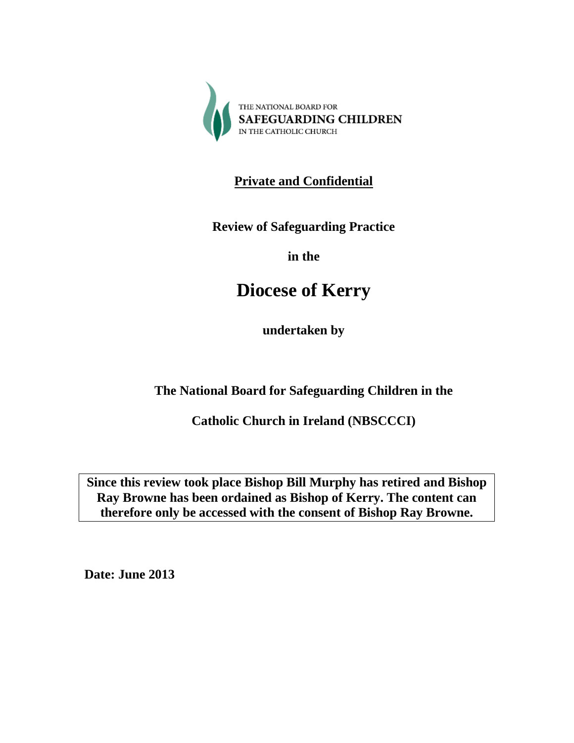THE NATIONAL BOARD FOR
**SAFEGUARDING CHILDREN**
IN THE CATHOLIC CHURCH

**<u>Private and Confidential</u>**

**Review of Safeguarding Practice**

**in the**

# Diocese of Kerry

**undertaken by**

**The National Board for Safeguarding Children in the**

**Catholic Church in Ireland (NBSCCCI)**

**Since this review took place Bishop Bill Murphy has retired and Bishop Ray Browne has been ordained as Bishop of Kerry. The content can therefore only be accessed with the consent of Bishop Ray Browne.**

**Date: June 2013**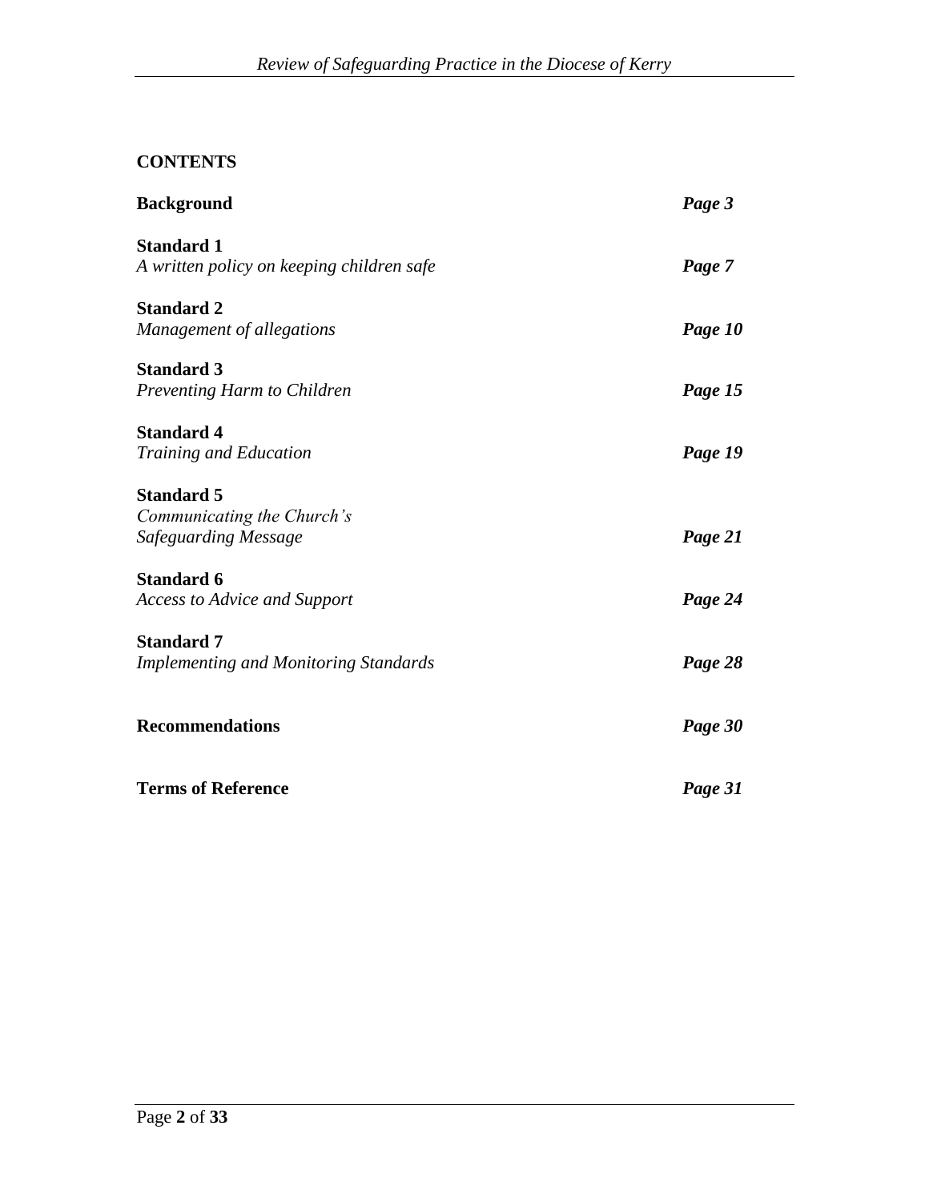## CONTENTS

| | |
|---|---|
| **Background** | ***Page 3*** |
| **Standard 1**<br>*A written policy on keeping children safe* | ***Page 7*** |
| **Standard 2**<br>*Management of allegations* | ***Page 10*** |
| **Standard 3**<br>*Preventing Harm to Children* | ***Page 15*** |
| **Standard 4**<br>*Training and Education* | ***Page 19*** |
| **Standard 5**<br>*Communicating the Church's Safeguarding Message* | ***Page 21*** |
| **Standard 6**<br>*Access to Advice and Support* | ***Page 24*** |
| **Standard 7**<br>*Implementing and Monitoring Standards* | ***Page 28*** |
| **Recommendations** | ***Page 30*** |
| **Terms of Reference** | ***Page 31*** |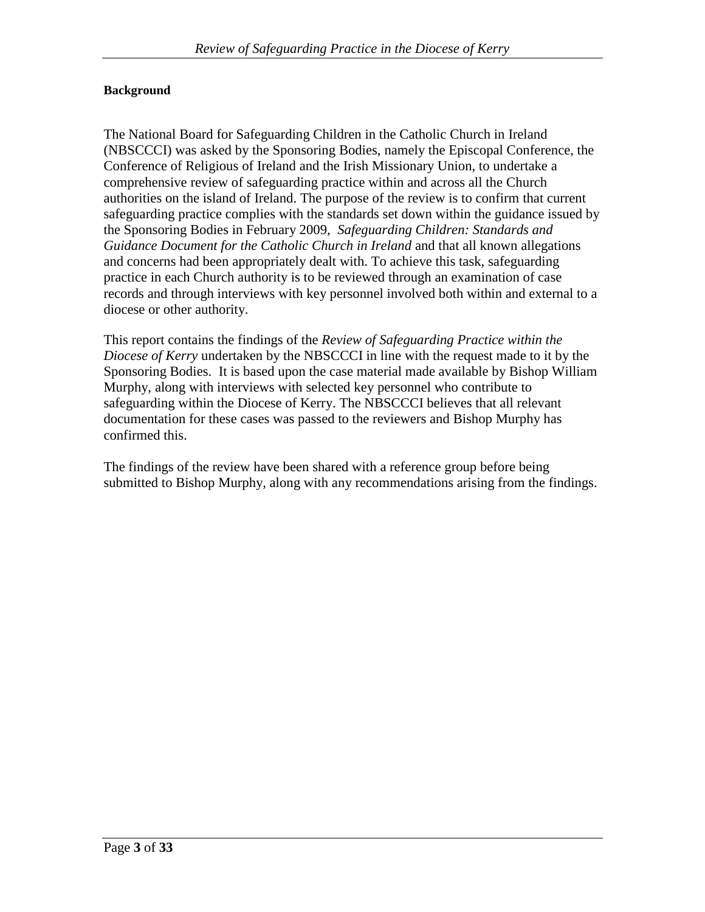**Background**

The National Board for Safeguarding Children in the Catholic Church in Ireland (NBSCCCI) was asked by the Sponsoring Bodies, namely the Episcopal Conference, the Conference of Religious of Ireland and the Irish Missionary Union, to undertake a comprehensive review of safeguarding practice within and across all the Church authorities on the island of Ireland. The purpose of the review is to confirm that current safeguarding practice complies with the standards set down within the guidance issued by the Sponsoring Bodies in February 2009, *Safeguarding Children: Standards and Guidance Document for the Catholic Church in Ireland* and that all known allegations and concerns had been appropriately dealt with. To achieve this task, safeguarding practice in each Church authority is to be reviewed through an examination of case records and through interviews with key personnel involved both within and external to a diocese or other authority.

This report contains the findings of the *Review of Safeguarding Practice within the Diocese of Kerry* undertaken by the NBSCCCI in line with the request made to it by the Sponsoring Bodies. It is based upon the case material made available by Bishop William Murphy, along with interviews with selected key personnel who contribute to safeguarding within the Diocese of Kerry. The NBSCCCI believes that all relevant documentation for these cases was passed to the reviewers and Bishop Murphy has confirmed this.

The findings of the review have been shared with a reference group before being submitted to Bishop Murphy, along with any recommendations arising from the findings.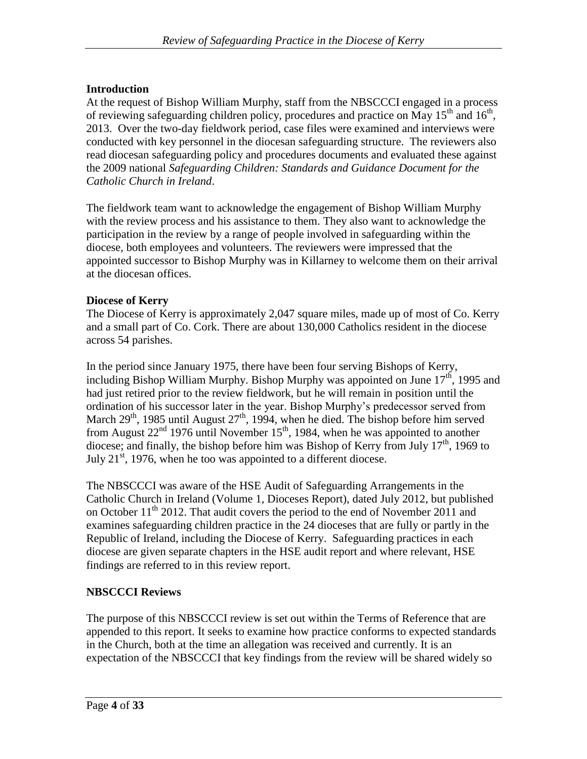## Introduction

At the request of Bishop William Murphy, staff from the NBSCCCI engaged in a process of reviewing safeguarding children policy, procedures and practice on May 15th and 16th, 2013. Over the two-day fieldwork period, case files were examined and interviews were conducted with key personnel in the diocesan safeguarding structure. The reviewers also read diocesan safeguarding policy and procedures documents and evaluated these against the 2009 national *Safeguarding Children: Standards and Guidance Document for the Catholic Church in Ireland*.

The fieldwork team want to acknowledge the engagement of Bishop William Murphy with the review process and his assistance to them. They also want to acknowledge the participation in the review by a range of people involved in safeguarding within the diocese, both employees and volunteers. The reviewers were impressed that the appointed successor to Bishop Murphy was in Killarney to welcome them on their arrival at the diocesan offices.

## Diocese of Kerry

The Diocese of Kerry is approximately 2,047 square miles, made up of most of Co. Kerry and a small part of Co. Cork. There are about 130,000 Catholics resident in the diocese across 54 parishes.

In the period since January 1975, there have been four serving Bishops of Kerry, including Bishop William Murphy. Bishop Murphy was appointed on June 17th, 1995 and had just retired prior to the review fieldwork, but he will remain in position until the ordination of his successor later in the year. Bishop Murphy's predecessor served from March 29th, 1985 until August 27th, 1994, when he died. The bishop before him served from August 22nd 1976 until November 15th, 1984, when he was appointed to another diocese; and finally, the bishop before him was Bishop of Kerry from July 17th, 1969 to July 21st, 1976, when he too was appointed to a different diocese.

The NBSCCCI was aware of the HSE Audit of Safeguarding Arrangements in the Catholic Church in Ireland (Volume 1, Dioceses Report), dated July 2012, but published on October 11th 2012. That audit covers the period to the end of November 2011 and examines safeguarding children practice in the 24 dioceses that are fully or partly in the Republic of Ireland, including the Diocese of Kerry. Safeguarding practices in each diocese are given separate chapters in the HSE audit report and where relevant, HSE findings are referred to in this review report.

## NBSCCCI Reviews

The purpose of this NBSCCCI review is set out within the Terms of Reference that are appended to this report. It seeks to examine how practice conforms to expected standards in the Church, both at the time an allegation was received and currently. It is an expectation of the NBSCCCI that key findings from the review will be shared widely so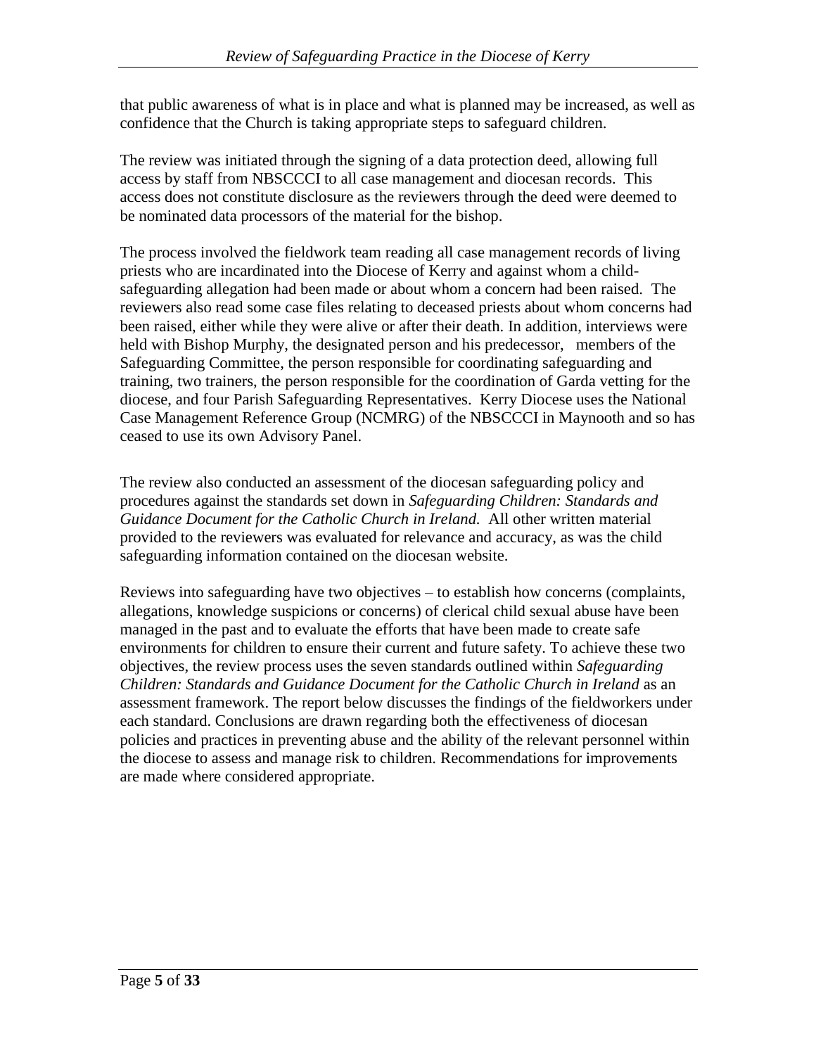that public awareness of what is in place and what is planned may be increased, as well as confidence that the Church is taking appropriate steps to safeguard children.

The review was initiated through the signing of a data protection deed, allowing full access by staff from NBSCCCI to all case management and diocesan records. This access does not constitute disclosure as the reviewers through the deed were deemed to be nominated data processors of the material for the bishop.

The process involved the fieldwork team reading all case management records of living priests who are incardinated into the Diocese of Kerry and against whom a child-safeguarding allegation had been made or about whom a concern had been raised. The reviewers also read some case files relating to deceased priests about whom concerns had been raised, either while they were alive or after their death. In addition, interviews were held with Bishop Murphy, the designated person and his predecessor, members of the Safeguarding Committee, the person responsible for coordinating safeguarding and training, two trainers, the person responsible for the coordination of Garda vetting for the diocese, and four Parish Safeguarding Representatives. Kerry Diocese uses the National Case Management Reference Group (NCMRG) of the NBSCCCI in Maynooth and so has ceased to use its own Advisory Panel.

The review also conducted an assessment of the diocesan safeguarding policy and procedures against the standards set down in *Safeguarding Children: Standards and Guidance Document for the Catholic Church in Ireland.* All other written material provided to the reviewers was evaluated for relevance and accuracy, as was the child safeguarding information contained on the diocesan website.

Reviews into safeguarding have two objectives – to establish how concerns (complaints, allegations, knowledge suspicions or concerns) of clerical child sexual abuse have been managed in the past and to evaluate the efforts that have been made to create safe environments for children to ensure their current and future safety. To achieve these two objectives, the review process uses the seven standards outlined within *Safeguarding Children: Standards and Guidance Document for the Catholic Church in Ireland* as an assessment framework. The report below discusses the findings of the fieldworkers under each standard. Conclusions are drawn regarding both the effectiveness of diocesan policies and practices in preventing abuse and the ability of the relevant personnel within the diocese to assess and manage risk to children. Recommendations for improvements are made where considered appropriate.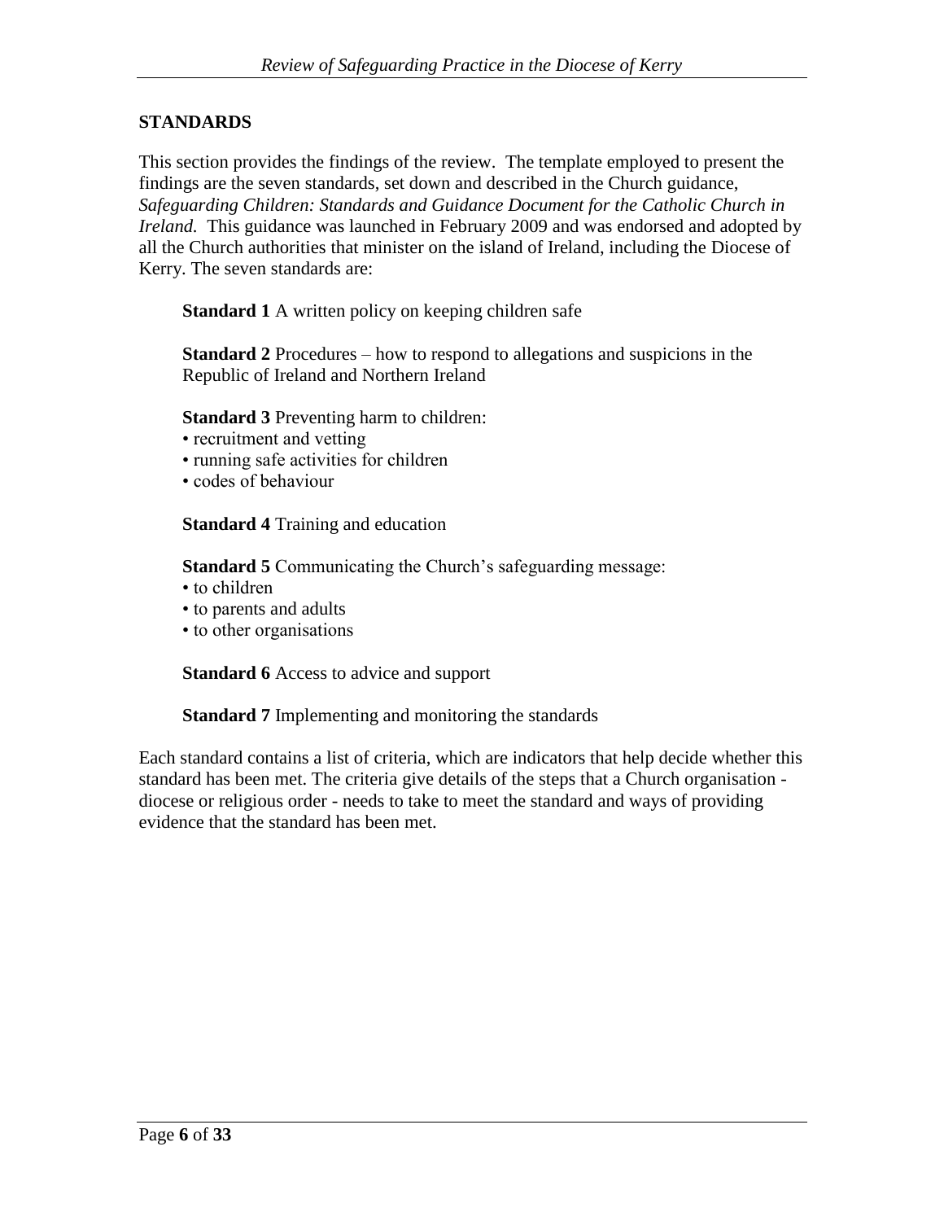## STANDARDS

This section provides the findings of the review. The template employed to present the findings are the seven standards, set down and described in the Church guidance, *Safeguarding Children: Standards and Guidance Document for the Catholic Church in Ireland.* This guidance was launched in February 2009 and was endorsed and adopted by all the Church authorities that minister on the island of Ireland, including the Diocese of Kerry. The seven standards are:

**Standard 1** A written policy on keeping children safe

**Standard 2** Procedures – how to respond to allegations and suspicions in the Republic of Ireland and Northern Ireland

**Standard 3** Preventing harm to children:

- recruitment and vetting
- running safe activities for children
- codes of behaviour

**Standard 4** Training and education

**Standard 5** Communicating the Church's safeguarding message:

- to children
- to parents and adults
- to other organisations

**Standard 6** Access to advice and support

**Standard 7** Implementing and monitoring the standards

Each standard contains a list of criteria, which are indicators that help decide whether this standard has been met. The criteria give details of the steps that a Church organisation - diocese or religious order - needs to take to meet the standard and ways of providing evidence that the standard has been met.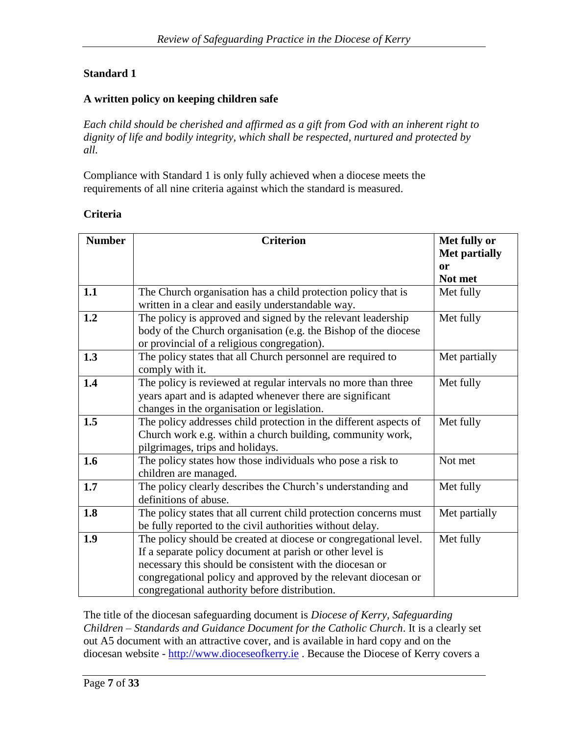**Standard 1**

**A written policy on keeping children safe**

*Each child should be cherished and affirmed as a gift from God with an inherent right to dignity of life and bodily integrity, which shall be respected, nurtured and protected by all.*

Compliance with Standard 1 is only fully achieved when a diocese meets the requirements of all nine criteria against which the standard is measured.

**Criteria**

| Number | Criterion | Met fully or Met partially or Not met |
|---|---|---|
| **1.1** | The Church organisation has a child protection policy that is written in a clear and easily understandable way. | Met fully |
| **1.2** | The policy is approved and signed by the relevant leadership body of the Church organisation (e.g. the Bishop of the diocese or provincial of a religious congregation). | Met fully |
| **1.3** | The policy states that all Church personnel are required to comply with it. | Met partially |
| **1.4** | The policy is reviewed at regular intervals no more than three years apart and is adapted whenever there are significant changes in the organisation or legislation. | Met fully |
| **1.5** | The policy addresses child protection in the different aspects of Church work e.g. within a church building, community work, pilgrimages, trips and holidays. | Met fully |
| **1.6** | The policy states how those individuals who pose a risk to children are managed. | Not met |
| **1.7** | The policy clearly describes the Church's understanding and definitions of abuse. | Met fully |
| **1.8** | The policy states that all current child protection concerns must be fully reported to the civil authorities without delay. | Met partially |
| **1.9** | The policy should be created at diocese or congregational level. If a separate policy document at parish or other level is necessary this should be consistent with the diocesan or congregational policy and approved by the relevant diocesan or congregational authority before distribution. | Met fully |

The title of the diocesan safeguarding document is *Diocese of Kerry, Safeguarding Children – Standards and Guidance Document for the Catholic Church*. It is a clearly set out A5 document with an attractive cover, and is available in hard copy and on the diocesan website - http://www.dioceseofkerry.ie . Because the Diocese of Kerry covers a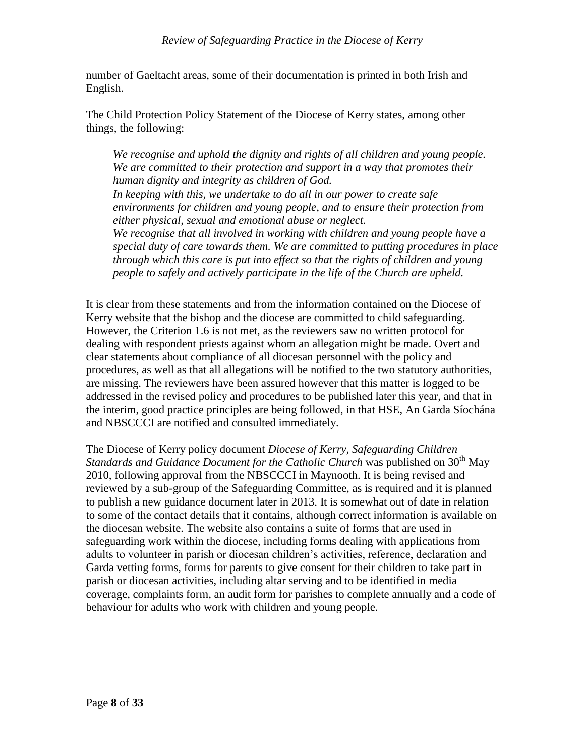number of Gaeltacht areas, some of their documentation is printed in both Irish and English.

The Child Protection Policy Statement of the Diocese of Kerry states, among other things, the following:

> *We recognise and uphold the dignity and rights of all children and young people. We are committed to their protection and support in a way that promotes their human dignity and integrity as children of God.*
> *In keeping with this, we undertake to do all in our power to create safe environments for children and young people, and to ensure their protection from either physical, sexual and emotional abuse or neglect.*
> *We recognise that all involved in working with children and young people have a special duty of care towards them. We are committed to putting procedures in place through which this care is put into effect so that the rights of children and young people to safely and actively participate in the life of the Church are upheld.*

It is clear from these statements and from the information contained on the Diocese of Kerry website that the bishop and the diocese are committed to child safeguarding. However, the Criterion 1.6 is not met, as the reviewers saw no written protocol for dealing with respondent priests against whom an allegation might be made. Overt and clear statements about compliance of all diocesan personnel with the policy and procedures, as well as that all allegations will be notified to the two statutory authorities, are missing. The reviewers have been assured however that this matter is logged to be addressed in the revised policy and procedures to be published later this year, and that in the interim, good practice principles are being followed, in that HSE, An Garda Síochána and NBSCCCI are notified and consulted immediately.

The Diocese of Kerry policy document *Diocese of Kerry, Safeguarding Children – Standards and Guidance Document for the Catholic Church* was published on 30th May 2010, following approval from the NBSCCCI in Maynooth. It is being revised and reviewed by a sub-group of the Safeguarding Committee, as is required and it is planned to publish a new guidance document later in 2013. It is somewhat out of date in relation to some of the contact details that it contains, although correct information is available on the diocesan website. The website also contains a suite of forms that are used in safeguarding work within the diocese, including forms dealing with applications from adults to volunteer in parish or diocesan children's activities, reference, declaration and Garda vetting forms, forms for parents to give consent for their children to take part in parish or diocesan activities, including altar serving and to be identified in media coverage, complaints form, an audit form for parishes to complete annually and a code of behaviour for adults who work with children and young people.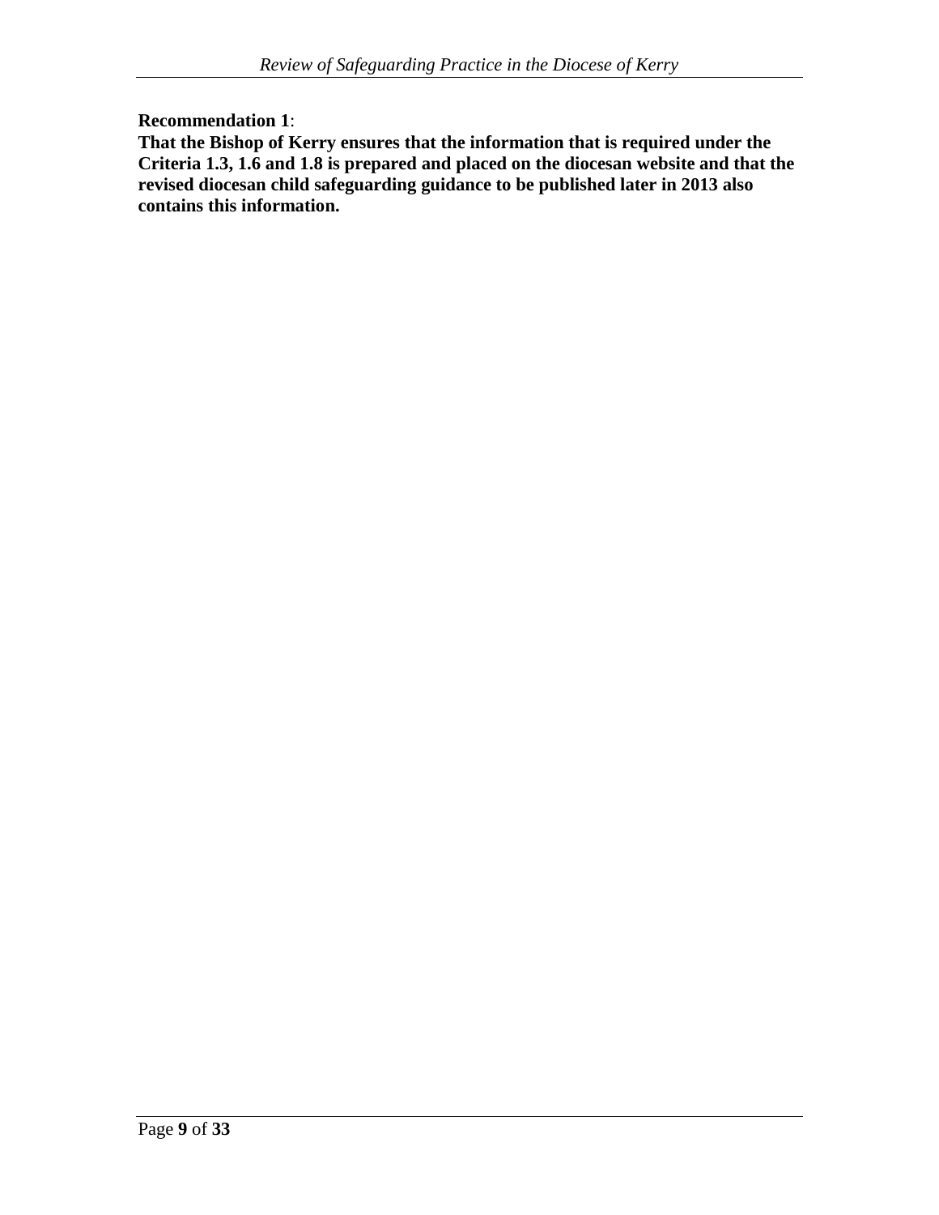**Recommendation 1**:

**That the Bishop of Kerry ensures that the information that is required under the Criteria 1.3, 1.6 and 1.8 is prepared and placed on the diocesan website and that the revised diocesan child safeguarding guidance to be published later in 2013 also contains this information.**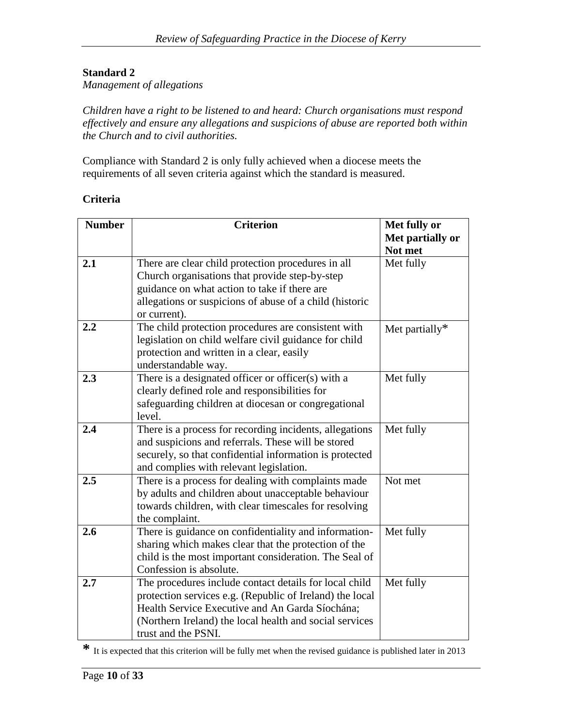**Standard 2**

*Management of allegations*

*Children have a right to be listened to and heard: Church organisations must respond effectively and ensure any allegations and suspicions of abuse are reported both within the Church and to civil authorities.*

Compliance with Standard 2 is only fully achieved when a diocese meets the requirements of all seven criteria against which the standard is measured.

**Criteria**

| Number | Criterion | Met fully or Met partially or Not met |
|---|---|---|
| 2.1 | There are clear child protection procedures in all Church organisations that provide step-by-step guidance on what action to take if there are allegations or suspicions of abuse of a child (historic or current). | Met fully |
| 2.2 | The child protection procedures are consistent with legislation on child welfare civil guidance for child protection and written in a clear, easily understandable way. | Met partially* |
| 2.3 | There is a designated officer or officer(s) with a clearly defined role and responsibilities for safeguarding children at diocesan or congregational level. | Met fully |
| 2.4 | There is a process for recording incidents, allegations and suspicions and referrals. These will be stored securely, so that confidential information is protected and complies with relevant legislation. | Met fully |
| 2.5 | There is a process for dealing with complaints made by adults and children about unacceptable behaviour towards children, with clear timescales for resolving the complaint. | Not met |
| 2.6 | There is guidance on confidentiality and information-sharing which makes clear that the protection of the child is the most important consideration. The Seal of Confession is absolute. | Met fully |
| 2.7 | The procedures include contact details for local child protection services e.g. (Republic of Ireland) the local Health Service Executive and An Garda Síochána; (Northern Ireland) the local health and social services trust and the PSNI. | Met fully |

* It is expected that this criterion will be fully met when the revised guidance is published later in 2013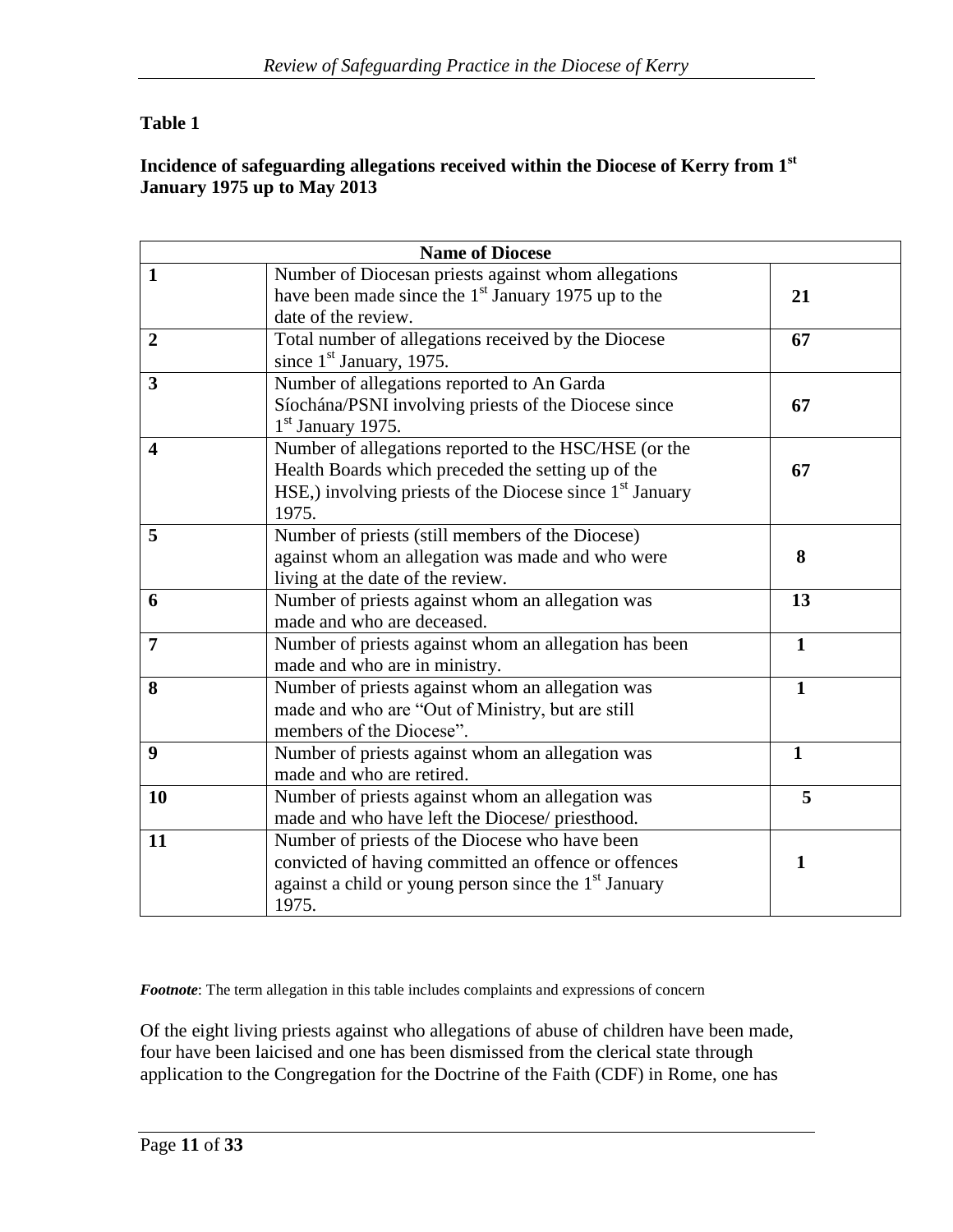**Table 1**

**Incidence of safeguarding allegations received within the Diocese of Kerry from 1st January 1975 up to May 2013**

| Name of Diocese | | |
|---|---|---|
| **1** | Number of Diocesan priests against whom allegations have been made since the 1st January 1975 up to the date of the review. | **21** |
| **2** | Total number of allegations received by the Diocese since 1st January, 1975. | **67** |
| **3** | Number of allegations reported to An Garda Síochána/PSNI involving priests of the Diocese since 1st January 1975. | **67** |
| **4** | Number of allegations reported to the HSC/HSE (or the Health Boards which preceded the setting up of the HSE,) involving priests of the Diocese since 1st January 1975. | **67** |
| **5** | Number of priests (still members of the Diocese) against whom an allegation was made and who were living at the date of the review. | **8** |
| **6** | Number of priests against whom an allegation was made and who are deceased. | **13** |
| **7** | Number of priests against whom an allegation has been made and who are in ministry. | **1** |
| **8** | Number of priests against whom an allegation was made and who are "Out of Ministry, but are still members of the Diocese". | **1** |
| **9** | Number of priests against whom an allegation was made and who are retired. | **1** |
| **10** | Number of priests against whom an allegation was made and who have left the Diocese/ priesthood. | **5** |
| **11** | Number of priests of the Diocese who have been convicted of having committed an offence or offences against a child or young person since the 1st January 1975. | **1** |

***Footnote***: The term allegation in this table includes complaints and expressions of concern

Of the eight living priests against who allegations of abuse of children have been made, four have been laicised and one has been dismissed from the clerical state through application to the Congregation for the Doctrine of the Faith (CDF) in Rome, one has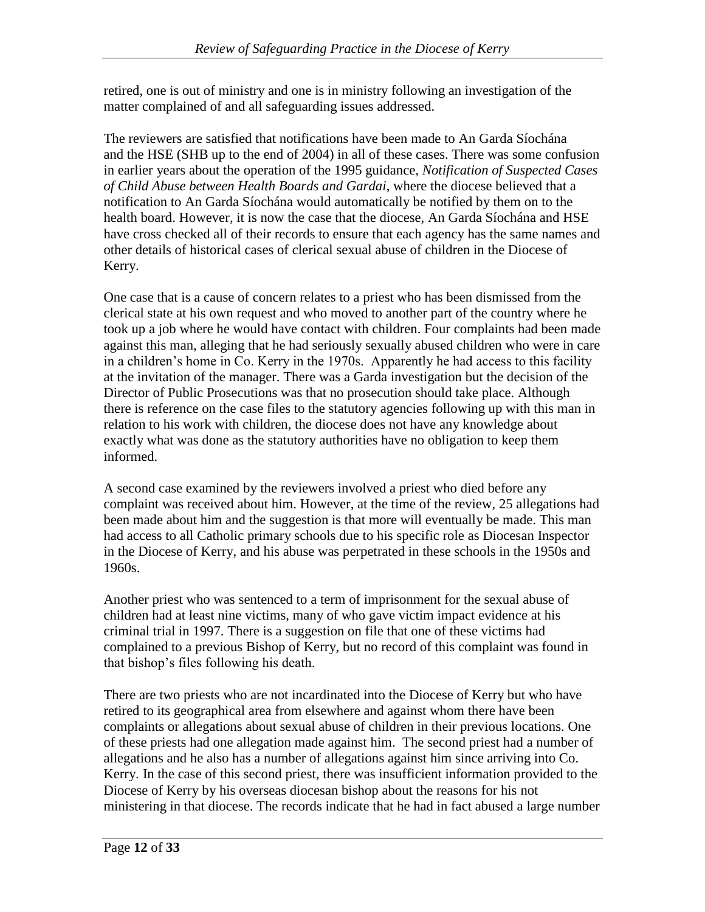retired, one is out of ministry and one is in ministry following an investigation of the matter complained of and all safeguarding issues addressed.

The reviewers are satisfied that notifications have been made to An Garda Síochána and the HSE (SHB up to the end of 2004) in all of these cases. There was some confusion in earlier years about the operation of the 1995 guidance, *Notification of Suspected Cases of Child Abuse between Health Boards and Gardai*, where the diocese believed that a notification to An Garda Síochána would automatically be notified by them on to the health board. However, it is now the case that the diocese, An Garda Síochána and HSE have cross checked all of their records to ensure that each agency has the same names and other details of historical cases of clerical sexual abuse of children in the Diocese of Kerry.

One case that is a cause of concern relates to a priest who has been dismissed from the clerical state at his own request and who moved to another part of the country where he took up a job where he would have contact with children. Four complaints had been made against this man, alleging that he had seriously sexually abused children who were in care in a children's home in Co. Kerry in the 1970s. Apparently he had access to this facility at the invitation of the manager. There was a Garda investigation but the decision of the Director of Public Prosecutions was that no prosecution should take place. Although there is reference on the case files to the statutory agencies following up with this man in relation to his work with children, the diocese does not have any knowledge about exactly what was done as the statutory authorities have no obligation to keep them informed.

A second case examined by the reviewers involved a priest who died before any complaint was received about him. However, at the time of the review, 25 allegations had been made about him and the suggestion is that more will eventually be made. This man had access to all Catholic primary schools due to his specific role as Diocesan Inspector in the Diocese of Kerry, and his abuse was perpetrated in these schools in the 1950s and 1960s.

Another priest who was sentenced to a term of imprisonment for the sexual abuse of children had at least nine victims, many of who gave victim impact evidence at his criminal trial in 1997. There is a suggestion on file that one of these victims had complained to a previous Bishop of Kerry, but no record of this complaint was found in that bishop's files following his death.

There are two priests who are not incardinated into the Diocese of Kerry but who have retired to its geographical area from elsewhere and against whom there have been complaints or allegations about sexual abuse of children in their previous locations. One of these priests had one allegation made against him. The second priest had a number of allegations and he also has a number of allegations against him since arriving into Co. Kerry. In the case of this second priest, there was insufficient information provided to the Diocese of Kerry by his overseas diocesan bishop about the reasons for his not ministering in that diocese. The records indicate that he had in fact abused a large number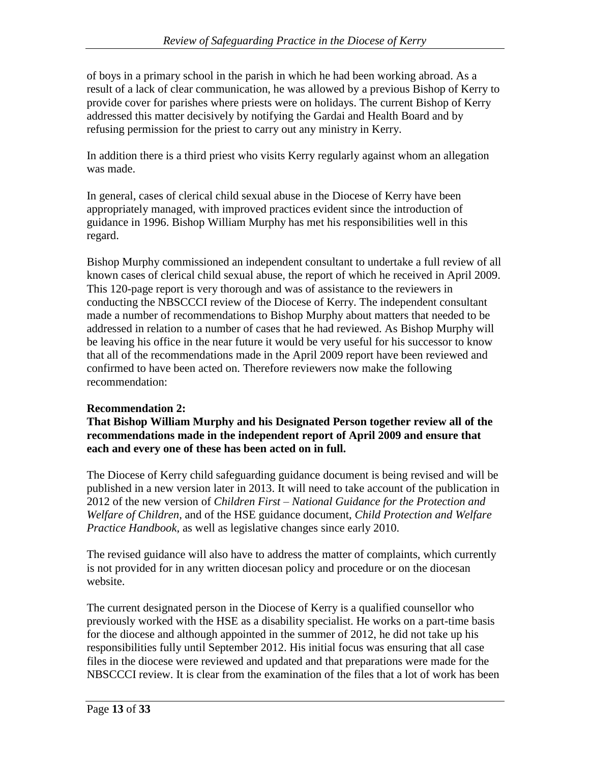of boys in a primary school in the parish in which he had been working abroad. As a result of a lack of clear communication, he was allowed by a previous Bishop of Kerry to provide cover for parishes where priests were on holidays. The current Bishop of Kerry addressed this matter decisively by notifying the Gardai and Health Board and by refusing permission for the priest to carry out any ministry in Kerry.

In addition there is a third priest who visits Kerry regularly against whom an allegation was made.

In general, cases of clerical child sexual abuse in the Diocese of Kerry have been appropriately managed, with improved practices evident since the introduction of guidance in 1996. Bishop William Murphy has met his responsibilities well in this regard.

Bishop Murphy commissioned an independent consultant to undertake a full review of all known cases of clerical child sexual abuse, the report of which he received in April 2009. This 120-page report is very thorough and was of assistance to the reviewers in conducting the NBSCCCI review of the Diocese of Kerry. The independent consultant made a number of recommendations to Bishop Murphy about matters that needed to be addressed in relation to a number of cases that he had reviewed. As Bishop Murphy will be leaving his office in the near future it would be very useful for his successor to know that all of the recommendations made in the April 2009 report have been reviewed and confirmed to have been acted on. Therefore reviewers now make the following recommendation:

**Recommendation 2:**
**That Bishop William Murphy and his Designated Person together review all of the recommendations made in the independent report of April 2009 and ensure that each and every one of these has been acted on in full.**

The Diocese of Kerry child safeguarding guidance document is being revised and will be published in a new version later in 2013. It will need to take account of the publication in 2012 of the new version of *Children First – National Guidance for the Protection and Welfare of Children*, and of the HSE guidance document, *Child Protection and Welfare Practice Handbook*, as well as legislative changes since early 2010.

The revised guidance will also have to address the matter of complaints, which currently is not provided for in any written diocesan policy and procedure or on the diocesan website.

The current designated person in the Diocese of Kerry is a qualified counsellor who previously worked with the HSE as a disability specialist. He works on a part-time basis for the diocese and although appointed in the summer of 2012, he did not take up his responsibilities fully until September 2012. His initial focus was ensuring that all case files in the diocese were reviewed and updated and that preparations were made for the NBSCCCI review. It is clear from the examination of the files that a lot of work has been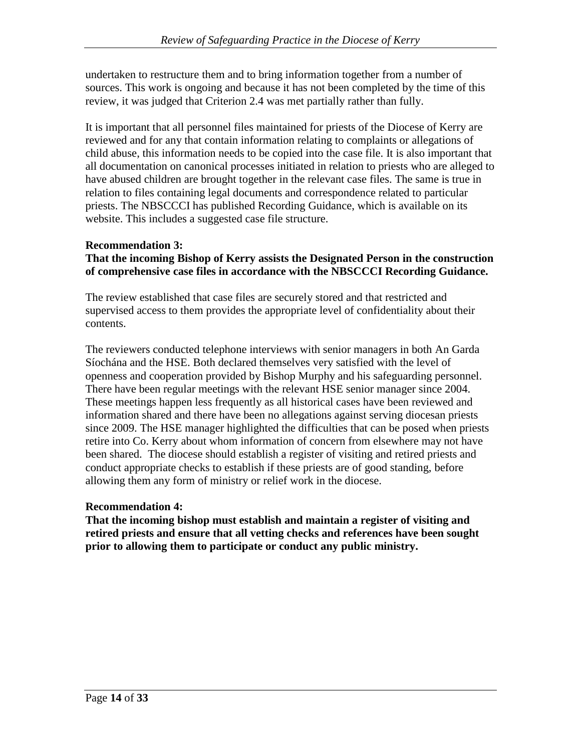undertaken to restructure them and to bring information together from a number of sources. This work is ongoing and because it has not been completed by the time of this review, it was judged that Criterion 2.4 was met partially rather than fully.

It is important that all personnel files maintained for priests of the Diocese of Kerry are reviewed and for any that contain information relating to complaints or allegations of child abuse, this information needs to be copied into the case file. It is also important that all documentation on canonical processes initiated in relation to priests who are alleged to have abused children are brought together in the relevant case files. The same is true in relation to files containing legal documents and correspondence related to particular priests. The NBSCCCI has published Recording Guidance, which is available on its website. This includes a suggested case file structure.

**Recommendation 3:**
**That the incoming Bishop of Kerry assists the Designated Person in the construction of comprehensive case files in accordance with the NBSCCCI Recording Guidance.**

The review established that case files are securely stored and that restricted and supervised access to them provides the appropriate level of confidentiality about their contents.

The reviewers conducted telephone interviews with senior managers in both An Garda Síochána and the HSE. Both declared themselves very satisfied with the level of openness and cooperation provided by Bishop Murphy and his safeguarding personnel. There have been regular meetings with the relevant HSE senior manager since 2004. These meetings happen less frequently as all historical cases have been reviewed and information shared and there have been no allegations against serving diocesan priests since 2009. The HSE manager highlighted the difficulties that can be posed when priests retire into Co. Kerry about whom information of concern from elsewhere may not have been shared. The diocese should establish a register of visiting and retired priests and conduct appropriate checks to establish if these priests are of good standing, before allowing them any form of ministry or relief work in the diocese.

**Recommendation 4:**
**That the incoming bishop must establish and maintain a register of visiting and retired priests and ensure that all vetting checks and references have been sought prior to allowing them to participate or conduct any public ministry.**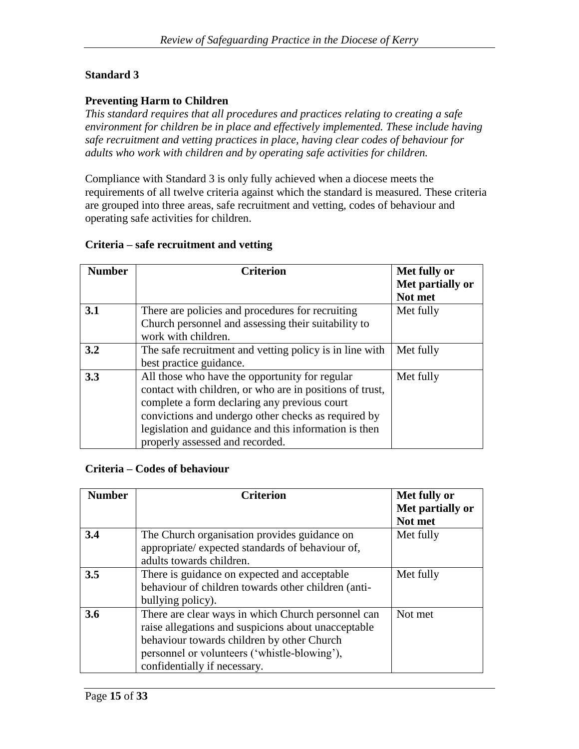## Standard 3

### Preventing Harm to Children

*This standard requires that all procedures and practices relating to creating a safe environment for children be in place and effectively implemented. These include having safe recruitment and vetting practices in place, having clear codes of behaviour for adults who work with children and by operating safe activities for children.*

Compliance with Standard 3 is only fully achieved when a diocese meets the requirements of all twelve criteria against which the standard is measured. These criteria are grouped into three areas, safe recruitment and vetting, codes of behaviour and operating safe activities for children.

### Criteria – safe recruitment and vetting

| Number | Criterion | Met fully or Met partially or Not met |
|---|---|---|
| **3.1** | There are policies and procedures for recruiting Church personnel and assessing their suitability to work with children. | Met fully |
| **3.2** | The safe recruitment and vetting policy is in line with best practice guidance. | Met fully |
| **3.3** | All those who have the opportunity for regular contact with children, or who are in positions of trust, complete a form declaring any previous court convictions and undergo other checks as required by legislation and guidance and this information is then properly assessed and recorded. | Met fully |

### Criteria – Codes of behaviour

| Number | Criterion | Met fully or Met partially or Not met |
|---|---|---|
| **3.4** | The Church organisation provides guidance on appropriate/ expected standards of behaviour of, adults towards children. | Met fully |
| **3.5** | There is guidance on expected and acceptable behaviour of children towards other children (anti-bullying policy). | Met fully |
| **3.6** | There are clear ways in which Church personnel can raise allegations and suspicions about unacceptable behaviour towards children by other Church personnel or volunteers ('whistle-blowing'), confidentially if necessary. | Not met |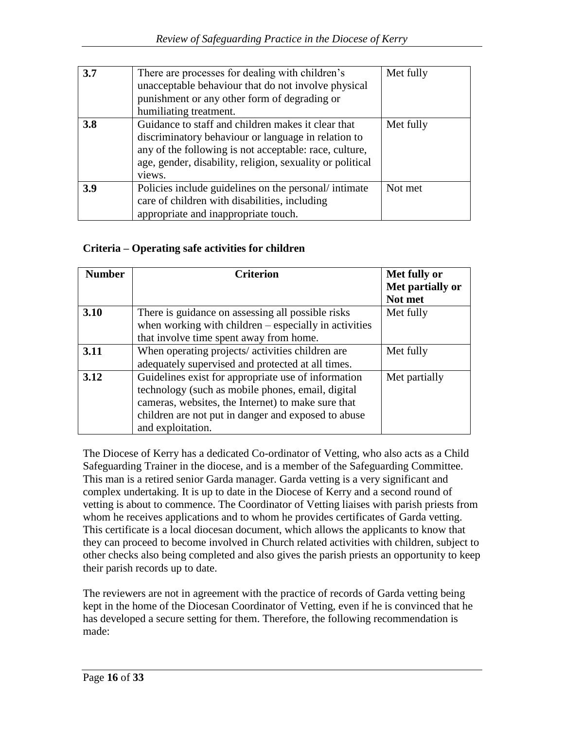| | | |
|---|---|---|
| **3.7** | There are processes for dealing with children's unacceptable behaviour that do not involve physical punishment or any other form of degrading or humiliating treatment. | Met fully |
| **3.8** | Guidance to staff and children makes it clear that discriminatory behaviour or language in relation to any of the following is not acceptable: race, culture, age, gender, disability, religion, sexuality or political views. | Met fully |
| **3.9** | Policies include guidelines on the personal/ intimate care of children with disabilities, including appropriate and inappropriate touch. | Not met |

**Criteria – Operating safe activities for children**

| Number | Criterion | Met fully or Met partially or Not met |
|---|---|---|
| **3.10** | There is guidance on assessing all possible risks when working with children – especially in activities that involve time spent away from home. | Met fully |
| **3.11** | When operating projects/ activities children are adequately supervised and protected at all times. | Met fully |
| **3.12** | Guidelines exist for appropriate use of information technology (such as mobile phones, email, digital cameras, websites, the Internet) to make sure that children are not put in danger and exposed to abuse and exploitation. | Met partially |

The Diocese of Kerry has a dedicated Co-ordinator of Vetting, who also acts as a Child Safeguarding Trainer in the diocese, and is a member of the Safeguarding Committee. This man is a retired senior Garda manager. Garda vetting is a very significant and complex undertaking. It is up to date in the Diocese of Kerry and a second round of vetting is about to commence. The Coordinator of Vetting liaises with parish priests from whom he receives applications and to whom he provides certificates of Garda vetting. This certificate is a local diocesan document, which allows the applicants to know that they can proceed to become involved in Church related activities with children, subject to other checks also being completed and also gives the parish priests an opportunity to keep their parish records up to date.

The reviewers are not in agreement with the practice of records of Garda vetting being kept in the home of the Diocesan Coordinator of Vetting, even if he is convinced that he has developed a secure setting for them. Therefore, the following recommendation is made: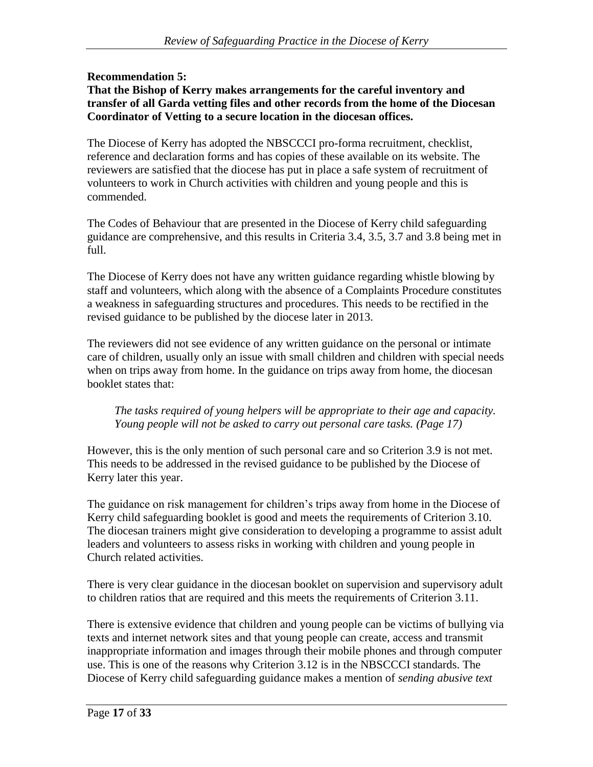**Recommendation 5:**
**That the Bishop of Kerry makes arrangements for the careful inventory and transfer of all Garda vetting files and other records from the home of the Diocesan Coordinator of Vetting to a secure location in the diocesan offices.**

The Diocese of Kerry has adopted the NBSCCCI pro-forma recruitment, checklist, reference and declaration forms and has copies of these available on its website. The reviewers are satisfied that the diocese has put in place a safe system of recruitment of volunteers to work in Church activities with children and young people and this is commended.

The Codes of Behaviour that are presented in the Diocese of Kerry child safeguarding guidance are comprehensive, and this results in Criteria 3.4, 3.5, 3.7 and 3.8 being met in full.

The Diocese of Kerry does not have any written guidance regarding whistle blowing by staff and volunteers, which along with the absence of a Complaints Procedure constitutes a weakness in safeguarding structures and procedures. This needs to be rectified in the revised guidance to be published by the diocese later in 2013.

The reviewers did not see evidence of any written guidance on the personal or intimate care of children, usually only an issue with small children and children with special needs when on trips away from home. In the guidance on trips away from home, the diocesan booklet states that:

> *The tasks required of young helpers will be appropriate to their age and capacity. Young people will not be asked to carry out personal care tasks. (Page 17)*

However, this is the only mention of such personal care and so Criterion 3.9 is not met. This needs to be addressed in the revised guidance to be published by the Diocese of Kerry later this year.

The guidance on risk management for children's trips away from home in the Diocese of Kerry child safeguarding booklet is good and meets the requirements of Criterion 3.10. The diocesan trainers might give consideration to developing a programme to assist adult leaders and volunteers to assess risks in working with children and young people in Church related activities.

There is very clear guidance in the diocesan booklet on supervision and supervisory adult to children ratios that are required and this meets the requirements of Criterion 3.11.

There is extensive evidence that children and young people can be victims of bullying via texts and internet network sites and that young people can create, access and transmit inappropriate information and images through their mobile phones and through computer use. This is one of the reasons why Criterion 3.12 is in the NBSCCCI standards. The Diocese of Kerry child safeguarding guidance makes a mention of *sending abusive text*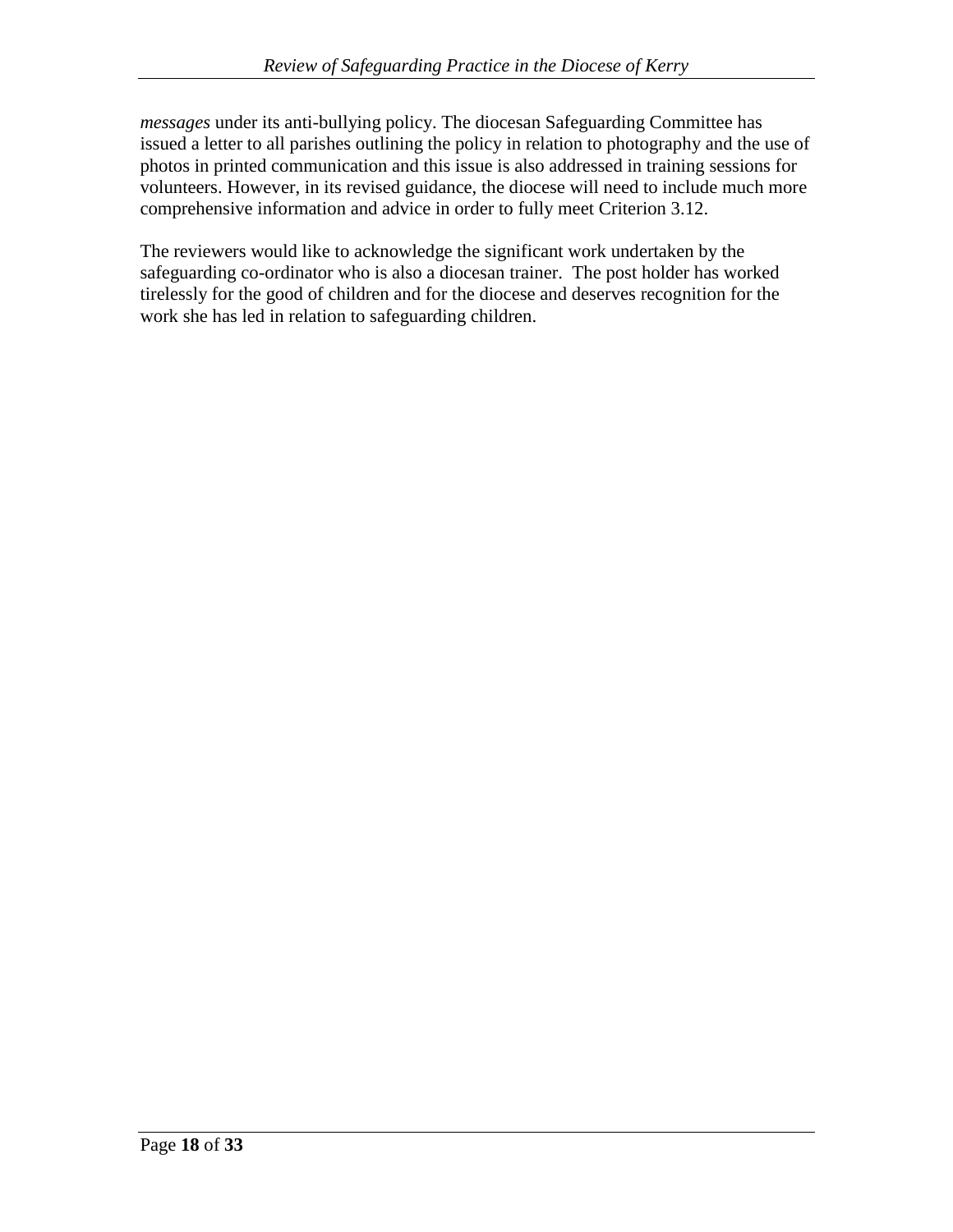*messages* under its anti-bullying policy. The diocesan Safeguarding Committee has issued a letter to all parishes outlining the policy in relation to photography and the use of photos in printed communication and this issue is also addressed in training sessions for volunteers. However, in its revised guidance, the diocese will need to include much more comprehensive information and advice in order to fully meet Criterion 3.12.

The reviewers would like to acknowledge the significant work undertaken by the safeguarding co-ordinator who is also a diocesan trainer. The post holder has worked tirelessly for the good of children and for the diocese and deserves recognition for the work she has led in relation to safeguarding children.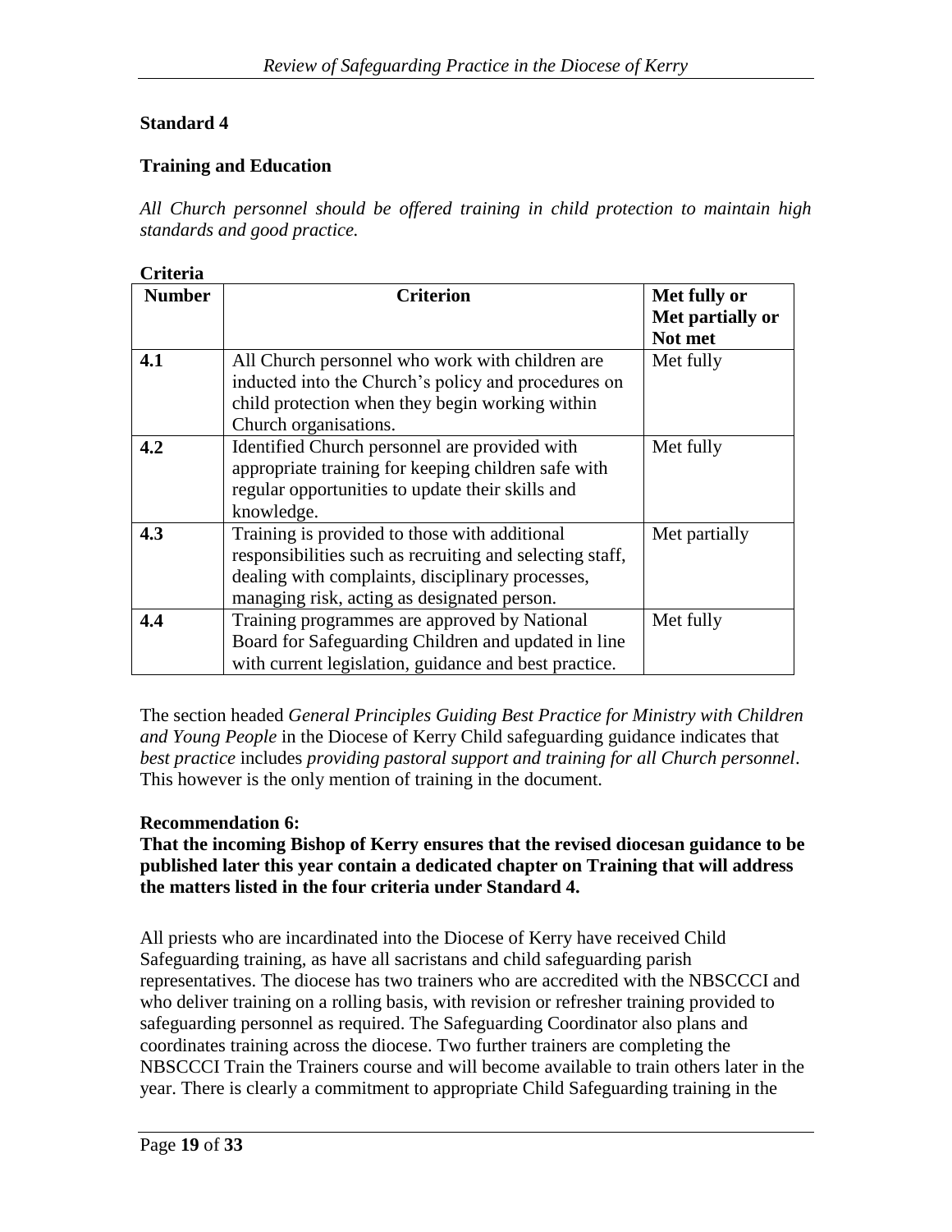## Standard 4

### Training and Education

*All Church personnel should be offered training in child protection to maintain high standards and good practice.*

**Criteria**

| Number | Criterion | Met fully or Met partially or Not met |
|---|---|---|
| **4.1** | All Church personnel who work with children are inducted into the Church's policy and procedures on child protection when they begin working within Church organisations. | Met fully |
| **4.2** | Identified Church personnel are provided with appropriate training for keeping children safe with regular opportunities to update their skills and knowledge. | Met fully |
| **4.3** | Training is provided to those with additional responsibilities such as recruiting and selecting staff, dealing with complaints, disciplinary processes, managing risk, acting as designated person. | Met partially |
| **4.4** | Training programmes are approved by National Board for Safeguarding Children and updated in line with current legislation, guidance and best practice. | Met fully |

The section headed *General Principles Guiding Best Practice for Ministry with Children and Young People* in the Diocese of Kerry Child safeguarding guidance indicates that *best practice* includes *providing pastoral support and training for all Church personnel*. This however is the only mention of training in the document.

**Recommendation 6:**

**That the incoming Bishop of Kerry ensures that the revised diocesan guidance to be published later this year contain a dedicated chapter on Training that will address the matters listed in the four criteria under Standard 4.**

All priests who are incardinated into the Diocese of Kerry have received Child Safeguarding training, as have all sacristans and child safeguarding parish representatives. The diocese has two trainers who are accredited with the NBSCCCI and who deliver training on a rolling basis, with revision or refresher training provided to safeguarding personnel as required. The Safeguarding Coordinator also plans and coordinates training across the diocese. Two further trainers are completing the NBSCCCI Train the Trainers course and will become available to train others later in the year. There is clearly a commitment to appropriate Child Safeguarding training in the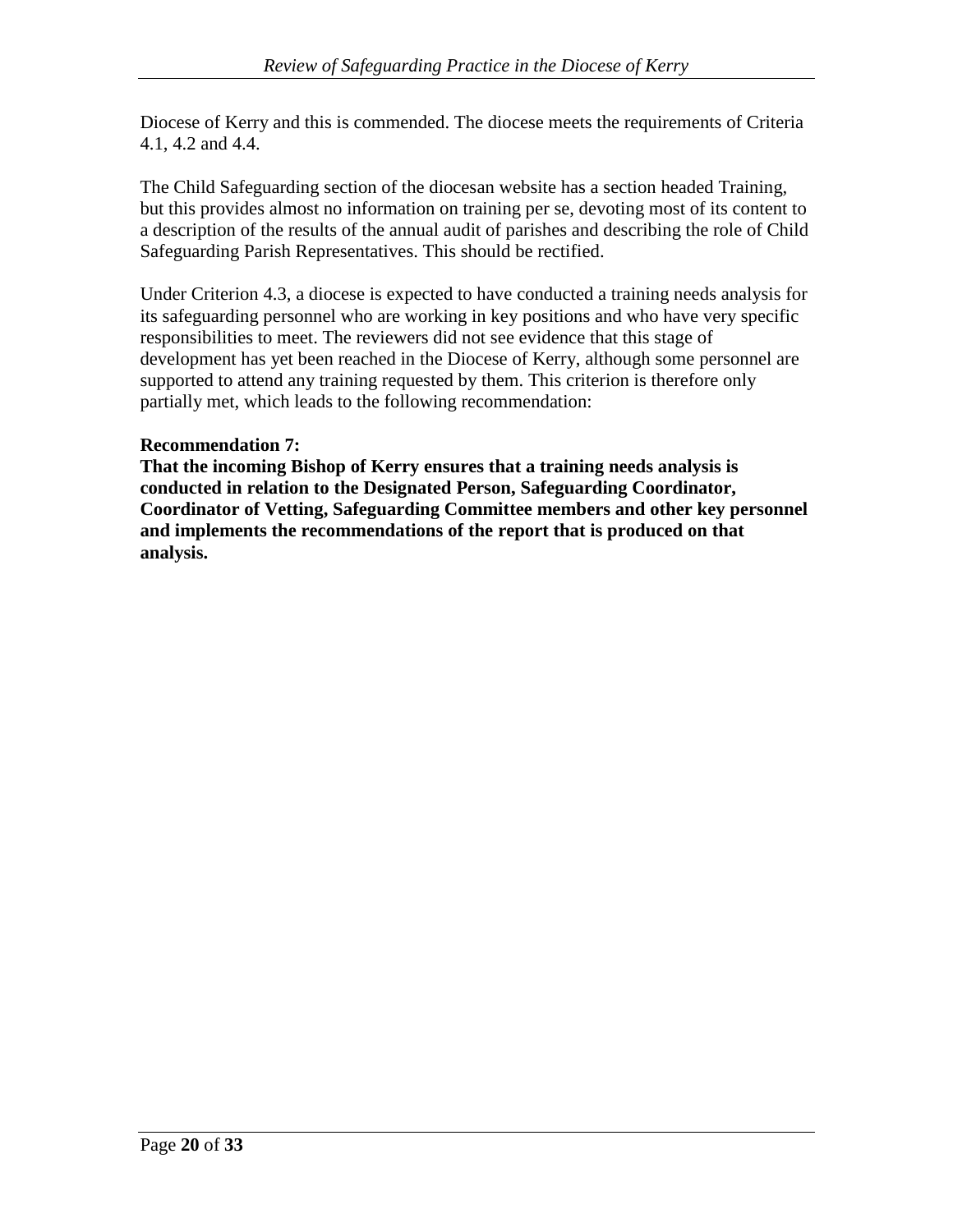Diocese of Kerry and this is commended. The diocese meets the requirements of Criteria 4.1, 4.2 and 4.4.

The Child Safeguarding section of the diocesan website has a section headed Training, but this provides almost no information on training per se, devoting most of its content to a description of the results of the annual audit of parishes and describing the role of Child Safeguarding Parish Representatives. This should be rectified.

Under Criterion 4.3, a diocese is expected to have conducted a training needs analysis for its safeguarding personnel who are working in key positions and who have very specific responsibilities to meet. The reviewers did not see evidence that this stage of development has yet been reached in the Diocese of Kerry, although some personnel are supported to attend any training requested by them. This criterion is therefore only partially met, which leads to the following recommendation:

**Recommendation 7:**
**That the incoming Bishop of Kerry ensures that a training needs analysis is conducted in relation to the Designated Person, Safeguarding Coordinator, Coordinator of Vetting, Safeguarding Committee members and other key personnel and implements the recommendations of the report that is produced on that analysis.**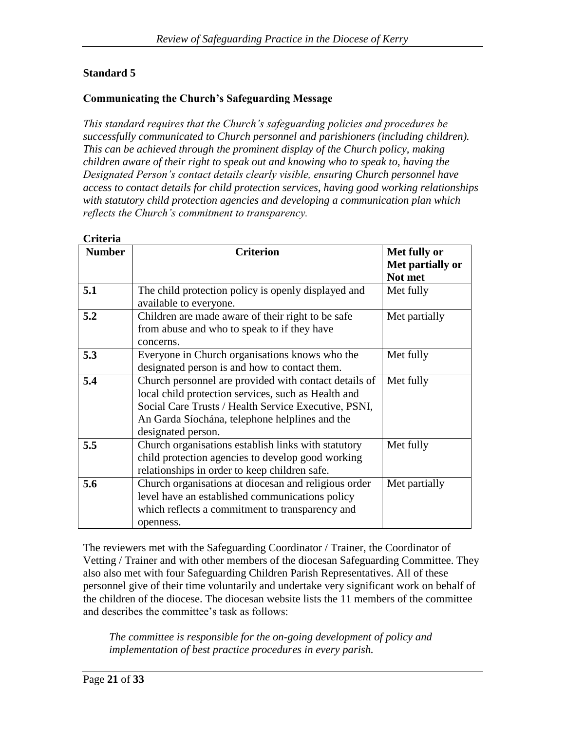## Standard 5

### Communicating the Church's Safeguarding Message

*This standard requires that the Church's safeguarding policies and procedures be successfully communicated to Church personnel and parishioners (including children). This can be achieved through the prominent display of the Church policy, making children aware of their right to speak out and knowing who to speak to, having the Designated Person's contact details clearly visible, ensuring Church personnel have access to contact details for child protection services, having good working relationships with statutory child protection agencies and developing a communication plan which reflects the Church's commitment to transparency.*

**Criteria**

| Number | Criterion | Met fully or Met partially or Not met |
|---|---|---|
| **5.1** | The child protection policy is openly displayed and available to everyone. | Met fully |
| **5.2** | Children are made aware of their right to be safe from abuse and who to speak to if they have concerns. | Met partially |
| **5.3** | Everyone in Church organisations knows who the designated person is and how to contact them. | Met fully |
| **5.4** | Church personnel are provided with contact details of local child protection services, such as Health and Social Care Trusts / Health Service Executive, PSNI, An Garda Síochána, telephone helplines and the designated person. | Met fully |
| **5.5** | Church organisations establish links with statutory child protection agencies to develop good working relationships in order to keep children safe. | Met fully |
| **5.6** | Church organisations at diocesan and religious order level have an established communications policy which reflects a commitment to transparency and openness. | Met partially |

The reviewers met with the Safeguarding Coordinator / Trainer, the Coordinator of Vetting / Trainer and with other members of the diocesan Safeguarding Committee. They also also met with four Safeguarding Children Parish Representatives. All of these personnel give of their time voluntarily and undertake very significant work on behalf of the children of the diocese. The diocesan website lists the 11 members of the committee and describes the committee's task as follows:

> *The committee is responsible for the on-going development of policy and implementation of best practice procedures in every parish.*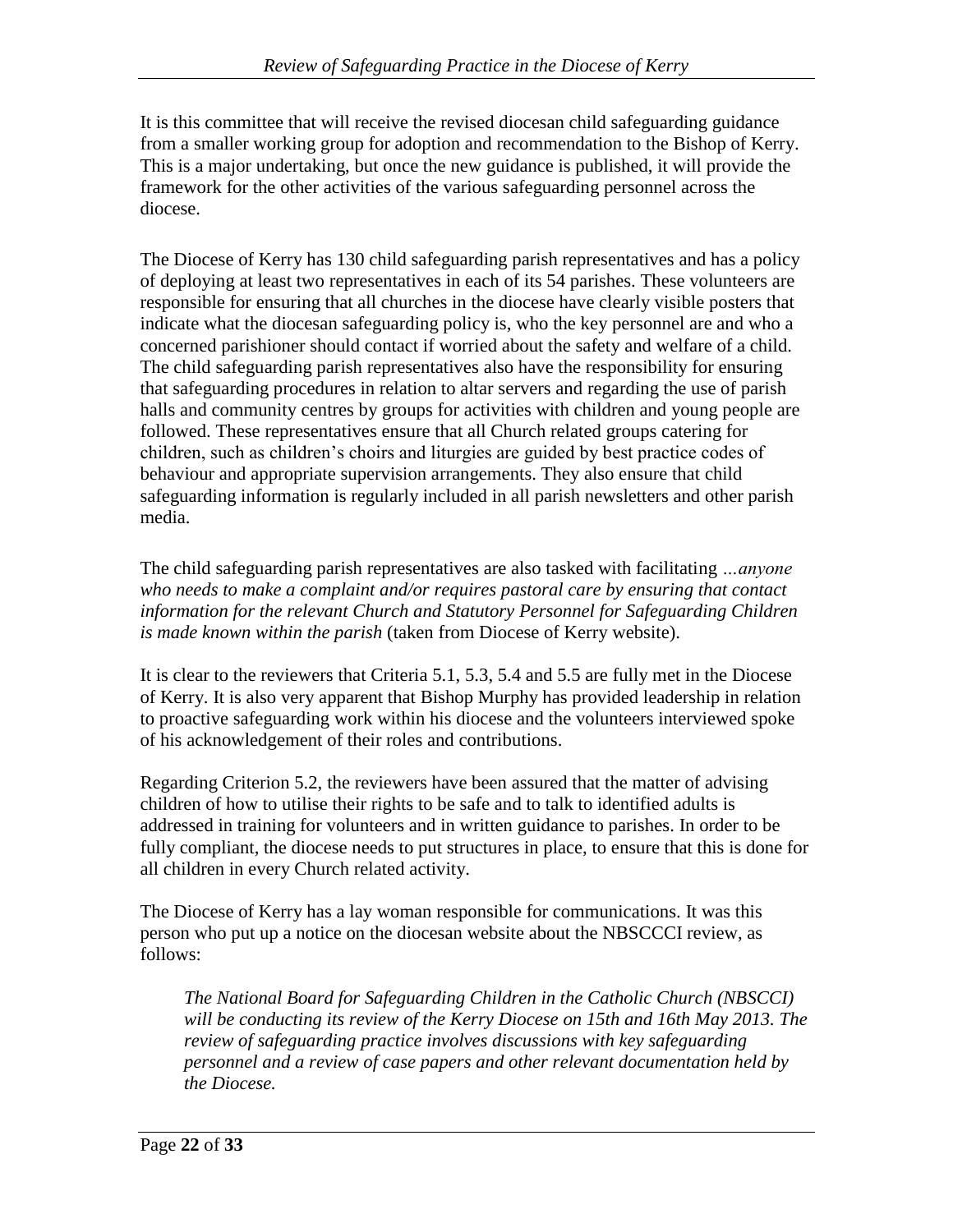It is this committee that will receive the revised diocesan child safeguarding guidance from a smaller working group for adoption and recommendation to the Bishop of Kerry. This is a major undertaking, but once the new guidance is published, it will provide the framework for the other activities of the various safeguarding personnel across the diocese.

The Diocese of Kerry has 130 child safeguarding parish representatives and has a policy of deploying at least two representatives in each of its 54 parishes. These volunteers are responsible for ensuring that all churches in the diocese have clearly visible posters that indicate what the diocesan safeguarding policy is, who the key personnel are and who a concerned parishioner should contact if worried about the safety and welfare of a child. The child safeguarding parish representatives also have the responsibility for ensuring that safeguarding procedures in relation to altar servers and regarding the use of parish halls and community centres by groups for activities with children and young people are followed. These representatives ensure that all Church related groups catering for children, such as children's choirs and liturgies are guided by best practice codes of behaviour and appropriate supervision arrangements. They also ensure that child safeguarding information is regularly included in all parish newsletters and other parish media.

The child safeguarding parish representatives are also tasked with facilitating *…anyone who needs to make a complaint and/or requires pastoral care by ensuring that contact information for the relevant Church and Statutory Personnel for Safeguarding Children is made known within the parish* (taken from Diocese of Kerry website).

It is clear to the reviewers that Criteria 5.1, 5.3, 5.4 and 5.5 are fully met in the Diocese of Kerry. It is also very apparent that Bishop Murphy has provided leadership in relation to proactive safeguarding work within his diocese and the volunteers interviewed spoke of his acknowledgement of their roles and contributions.

Regarding Criterion 5.2, the reviewers have been assured that the matter of advising children of how to utilise their rights to be safe and to talk to identified adults is addressed in training for volunteers and in written guidance to parishes. In order to be fully compliant, the diocese needs to put structures in place, to ensure that this is done for all children in every Church related activity.

The Diocese of Kerry has a lay woman responsible for communications. It was this person who put up a notice on the diocesan website about the NBSCCCI review, as follows:

> *The National Board for Safeguarding Children in the Catholic Church (NBSCCI) will be conducting its review of the Kerry Diocese on 15th and 16th May 2013. The review of safeguarding practice involves discussions with key safeguarding personnel and a review of case papers and other relevant documentation held by the Diocese.*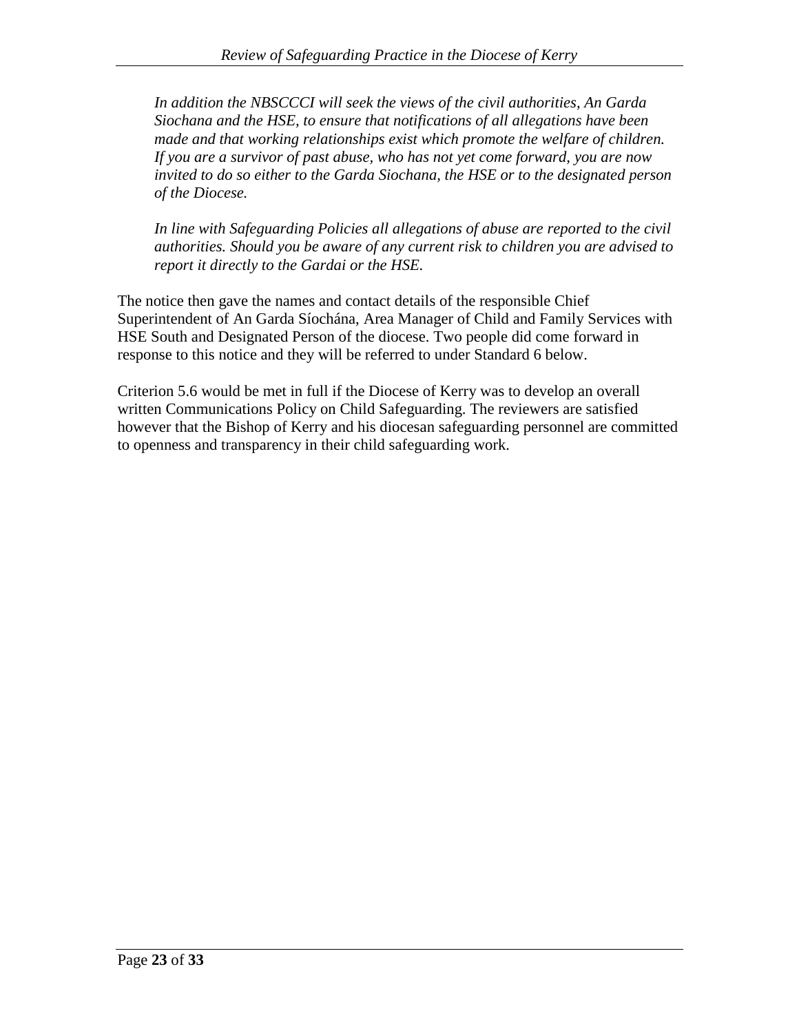*In addition the NBSCCCI will seek the views of the civil authorities, An Garda Siochana and the HSE, to ensure that notifications of all allegations have been made and that working relationships exist which promote the welfare of children. If you are a survivor of past abuse, who has not yet come forward, you are now invited to do so either to the Garda Siochana, the HSE or to the designated person of the Diocese.*

*In line with Safeguarding Policies all allegations of abuse are reported to the civil authorities. Should you be aware of any current risk to children you are advised to report it directly to the Gardai or the HSE.*

The notice then gave the names and contact details of the responsible Chief Superintendent of An Garda Síochána, Area Manager of Child and Family Services with HSE South and Designated Person of the diocese. Two people did come forward in response to this notice and they will be referred to under Standard 6 below.

Criterion 5.6 would be met in full if the Diocese of Kerry was to develop an overall written Communications Policy on Child Safeguarding. The reviewers are satisfied however that the Bishop of Kerry and his diocesan safeguarding personnel are committed to openness and transparency in their child safeguarding work.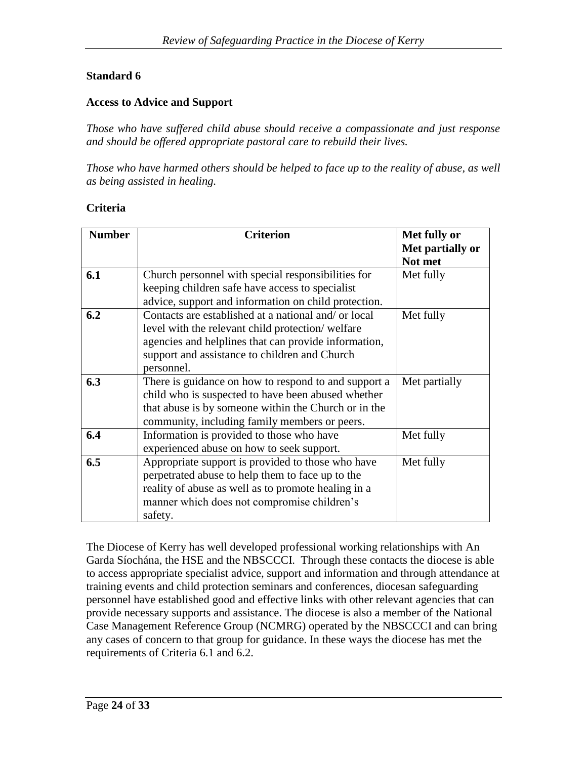**Standard 6**

**Access to Advice and Support**

*Those who have suffered child abuse should receive a compassionate and just response and should be offered appropriate pastoral care to rebuild their lives.*

*Those who have harmed others should be helped to face up to the reality of abuse, as well as being assisted in healing.*

**Criteria**

| Number | Criterion | Met fully or Met partially or Not met |
|---|---|---|
| **6.1** | Church personnel with special responsibilities for keeping children safe have access to specialist advice, support and information on child protection. | Met fully |
| **6.2** | Contacts are established at a national and/ or local level with the relevant child protection/ welfare agencies and helplines that can provide information, support and assistance to children and Church personnel. | Met fully |
| **6.3** | There is guidance on how to respond to and support a child who is suspected to have been abused whether that abuse is by someone within the Church or in the community, including family members or peers. | Met partially |
| **6.4** | Information is provided to those who have experienced abuse on how to seek support. | Met fully |
| **6.5** | Appropriate support is provided to those who have perpetrated abuse to help them to face up to the reality of abuse as well as to promote healing in a manner which does not compromise children's safety. | Met fully |

The Diocese of Kerry has well developed professional working relationships with An Garda Síochána, the HSE and the NBSCCCI. Through these contacts the diocese is able to access appropriate specialist advice, support and information and through attendance at training events and child protection seminars and conferences, diocesan safeguarding personnel have established good and effective links with other relevant agencies that can provide necessary supports and assistance. The diocese is also a member of the National Case Management Reference Group (NCMRG) operated by the NBSCCCI and can bring any cases of concern to that group for guidance. In these ways the diocese has met the requirements of Criteria 6.1 and 6.2.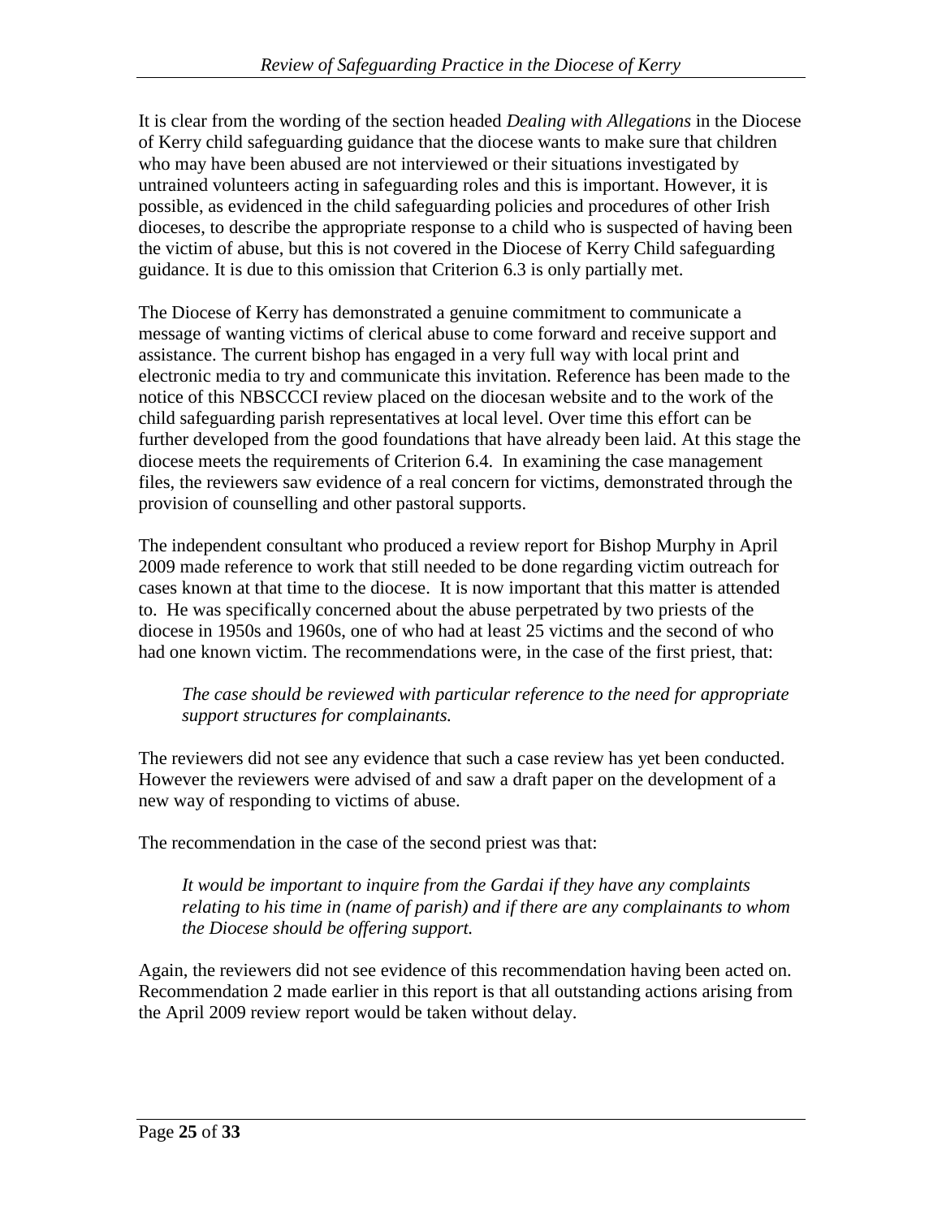It is clear from the wording of the section headed *Dealing with Allegations* in the Diocese of Kerry child safeguarding guidance that the diocese wants to make sure that children who may have been abused are not interviewed or their situations investigated by untrained volunteers acting in safeguarding roles and this is important. However, it is possible, as evidenced in the child safeguarding policies and procedures of other Irish dioceses, to describe the appropriate response to a child who is suspected of having been the victim of abuse, but this is not covered in the Diocese of Kerry Child safeguarding guidance. It is due to this omission that Criterion 6.3 is only partially met.

The Diocese of Kerry has demonstrated a genuine commitment to communicate a message of wanting victims of clerical abuse to come forward and receive support and assistance. The current bishop has engaged in a very full way with local print and electronic media to try and communicate this invitation. Reference has been made to the notice of this NBSCCCI review placed on the diocesan website and to the work of the child safeguarding parish representatives at local level. Over time this effort can be further developed from the good foundations that have already been laid. At this stage the diocese meets the requirements of Criterion 6.4. In examining the case management files, the reviewers saw evidence of a real concern for victims, demonstrated through the provision of counselling and other pastoral supports.

The independent consultant who produced a review report for Bishop Murphy in April 2009 made reference to work that still needed to be done regarding victim outreach for cases known at that time to the diocese. It is now important that this matter is attended to. He was specifically concerned about the abuse perpetrated by two priests of the diocese in 1950s and 1960s, one of who had at least 25 victims and the second of who had one known victim. The recommendations were, in the case of the first priest, that:

> *The case should be reviewed with particular reference to the need for appropriate support structures for complainants.*

The reviewers did not see any evidence that such a case review has yet been conducted. However the reviewers were advised of and saw a draft paper on the development of a new way of responding to victims of abuse.

The recommendation in the case of the second priest was that:

> *It would be important to inquire from the Gardai if they have any complaints relating to his time in (name of parish) and if there are any complainants to whom the Diocese should be offering support.*

Again, the reviewers did not see evidence of this recommendation having been acted on. Recommendation 2 made earlier in this report is that all outstanding actions arising from the April 2009 review report would be taken without delay.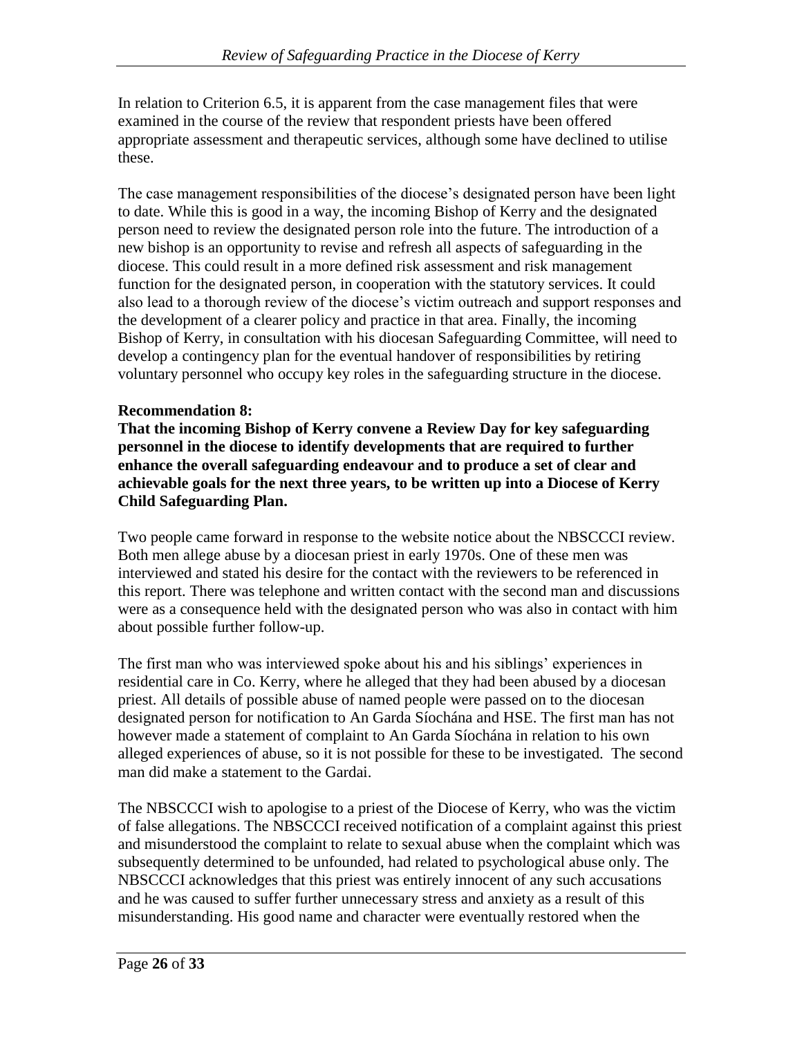In relation to Criterion 6.5, it is apparent from the case management files that were examined in the course of the review that respondent priests have been offered appropriate assessment and therapeutic services, although some have declined to utilise these.

The case management responsibilities of the diocese's designated person have been light to date. While this is good in a way, the incoming Bishop of Kerry and the designated person need to review the designated person role into the future. The introduction of a new bishop is an opportunity to revise and refresh all aspects of safeguarding in the diocese. This could result in a more defined risk assessment and risk management function for the designated person, in cooperation with the statutory services. It could also lead to a thorough review of the diocese's victim outreach and support responses and the development of a clearer policy and practice in that area. Finally, the incoming Bishop of Kerry, in consultation with his diocesan Safeguarding Committee, will need to develop a contingency plan for the eventual handover of responsibilities by retiring voluntary personnel who occupy key roles in the safeguarding structure in the diocese.

**Recommendation 8:**
**That the incoming Bishop of Kerry convene a Review Day for key safeguarding personnel in the diocese to identify developments that are required to further enhance the overall safeguarding endeavour and to produce a set of clear and achievable goals for the next three years, to be written up into a Diocese of Kerry Child Safeguarding Plan.**

Two people came forward in response to the website notice about the NBSCCCI review. Both men allege abuse by a diocesan priest in early 1970s. One of these men was interviewed and stated his desire for the contact with the reviewers to be referenced in this report. There was telephone and written contact with the second man and discussions were as a consequence held with the designated person who was also in contact with him about possible further follow-up.

The first man who was interviewed spoke about his and his siblings' experiences in residential care in Co. Kerry, where he alleged that they had been abused by a diocesan priest. All details of possible abuse of named people were passed on to the diocesan designated person for notification to An Garda Síochána and HSE. The first man has not however made a statement of complaint to An Garda Síochána in relation to his own alleged experiences of abuse, so it is not possible for these to be investigated. The second man did make a statement to the Gardai.

The NBSCCCI wish to apologise to a priest of the Diocese of Kerry, who was the victim of false allegations. The NBSCCCI received notification of a complaint against this priest and misunderstood the complaint to relate to sexual abuse when the complaint which was subsequently determined to be unfounded, had related to psychological abuse only. The NBSCCCI acknowledges that this priest was entirely innocent of any such accusations and he was caused to suffer further unnecessary stress and anxiety as a result of this misunderstanding. His good name and character were eventually restored when the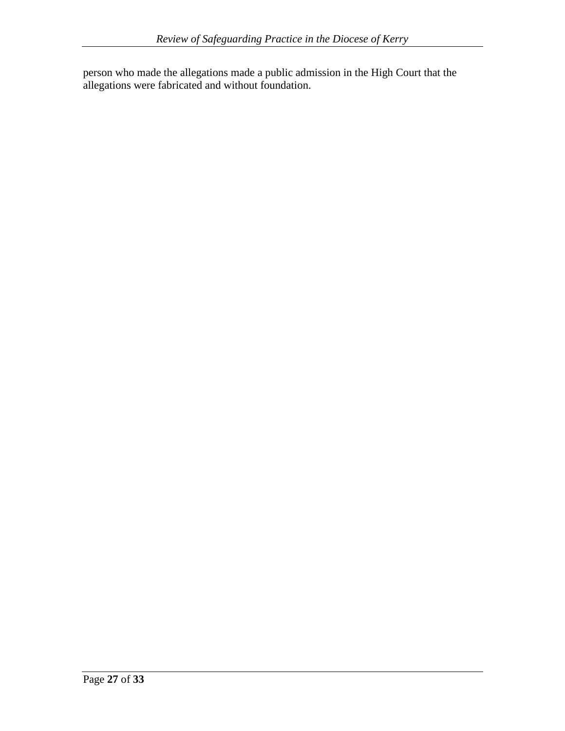person who made the allegations made a public admission in the High Court that the allegations were fabricated and without foundation.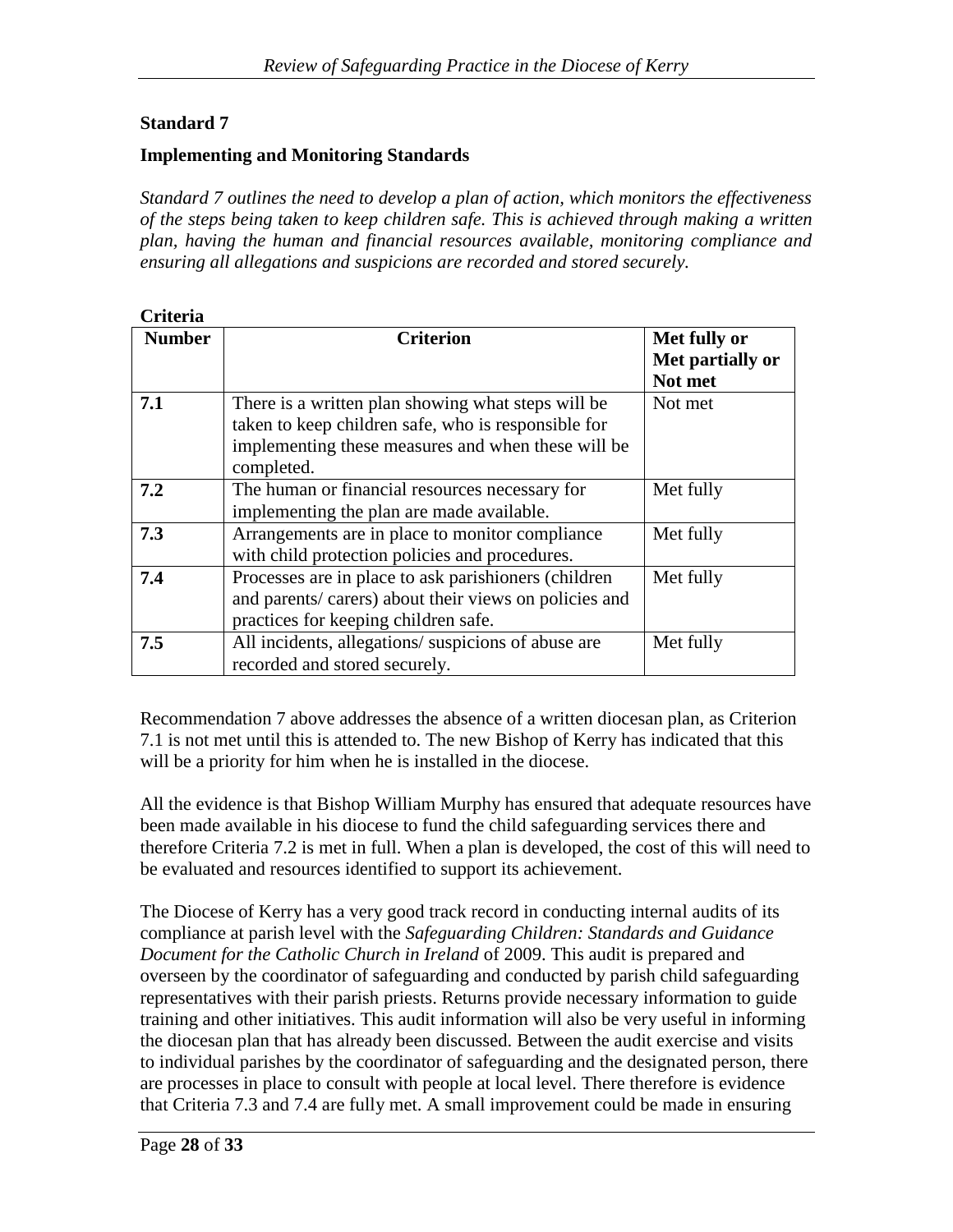**Standard 7**

**Implementing and Monitoring Standards**

*Standard 7 outlines the need to develop a plan of action, which monitors the effectiveness of the steps being taken to keep children safe. This is achieved through making a written plan, having the human and financial resources available, monitoring compliance and ensuring all allegations and suspicions are recorded and stored securely.*

**Criteria**

| Number | Criterion | Met fully or Met partially or Not met |
|---|---|---|
| **7.1** | There is a written plan showing what steps will be taken to keep children safe, who is responsible for implementing these measures and when these will be completed. | Not met |
| **7.2** | The human or financial resources necessary for implementing the plan are made available. | Met fully |
| **7.3** | Arrangements are in place to monitor compliance with child protection policies and procedures. | Met fully |
| **7.4** | Processes are in place to ask parishioners (children and parents/ carers) about their views on policies and practices for keeping children safe. | Met fully |
| **7.5** | All incidents, allegations/ suspicions of abuse are recorded and stored securely. | Met fully |

Recommendation 7 above addresses the absence of a written diocesan plan, as Criterion 7.1 is not met until this is attended to. The new Bishop of Kerry has indicated that this will be a priority for him when he is installed in the diocese.

All the evidence is that Bishop William Murphy has ensured that adequate resources have been made available in his diocese to fund the child safeguarding services there and therefore Criteria 7.2 is met in full. When a plan is developed, the cost of this will need to be evaluated and resources identified to support its achievement.

The Diocese of Kerry has a very good track record in conducting internal audits of its compliance at parish level with the *Safeguarding Children: Standards and Guidance Document for the Catholic Church in Ireland* of 2009. This audit is prepared and overseen by the coordinator of safeguarding and conducted by parish child safeguarding representatives with their parish priests. Returns provide necessary information to guide training and other initiatives. This audit information will also be very useful in informing the diocesan plan that has already been discussed. Between the audit exercise and visits to individual parishes by the coordinator of safeguarding and the designated person, there are processes in place to consult with people at local level. There therefore is evidence that Criteria 7.3 and 7.4 are fully met. A small improvement could be made in ensuring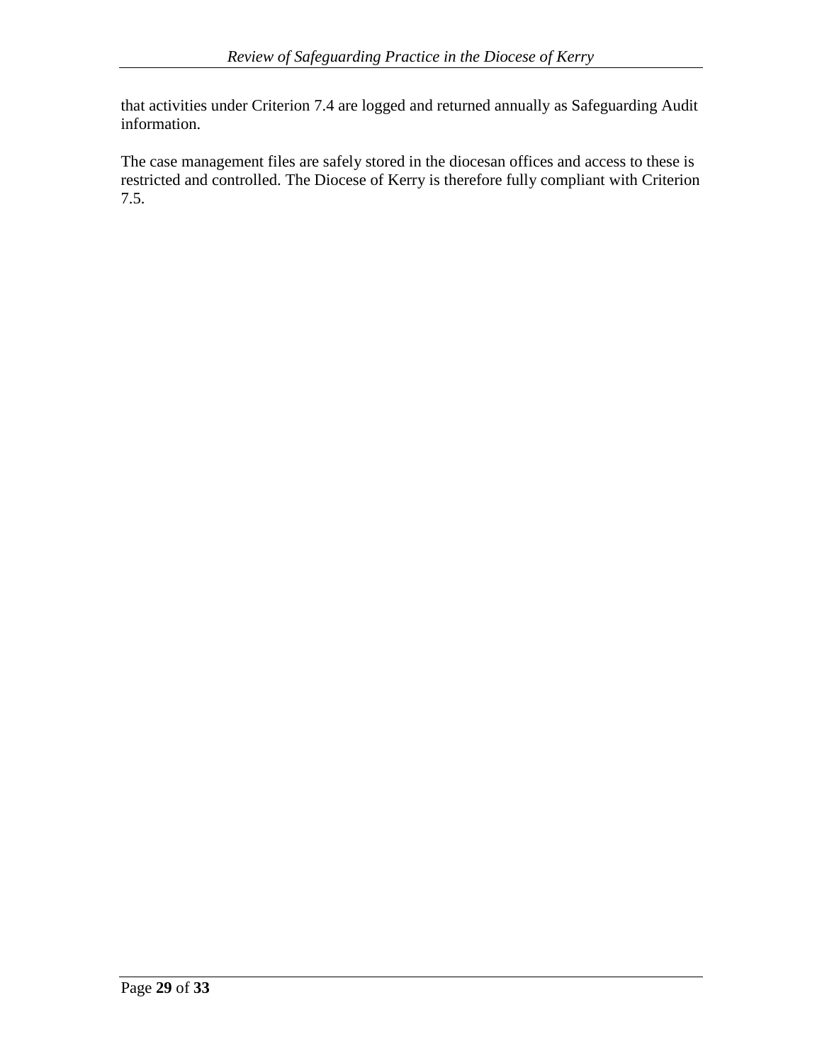that activities under Criterion 7.4 are logged and returned annually as Safeguarding Audit information.

The case management files are safely stored in the diocesan offices and access to these is restricted and controlled. The Diocese of Kerry is therefore fully compliant with Criterion 7.5.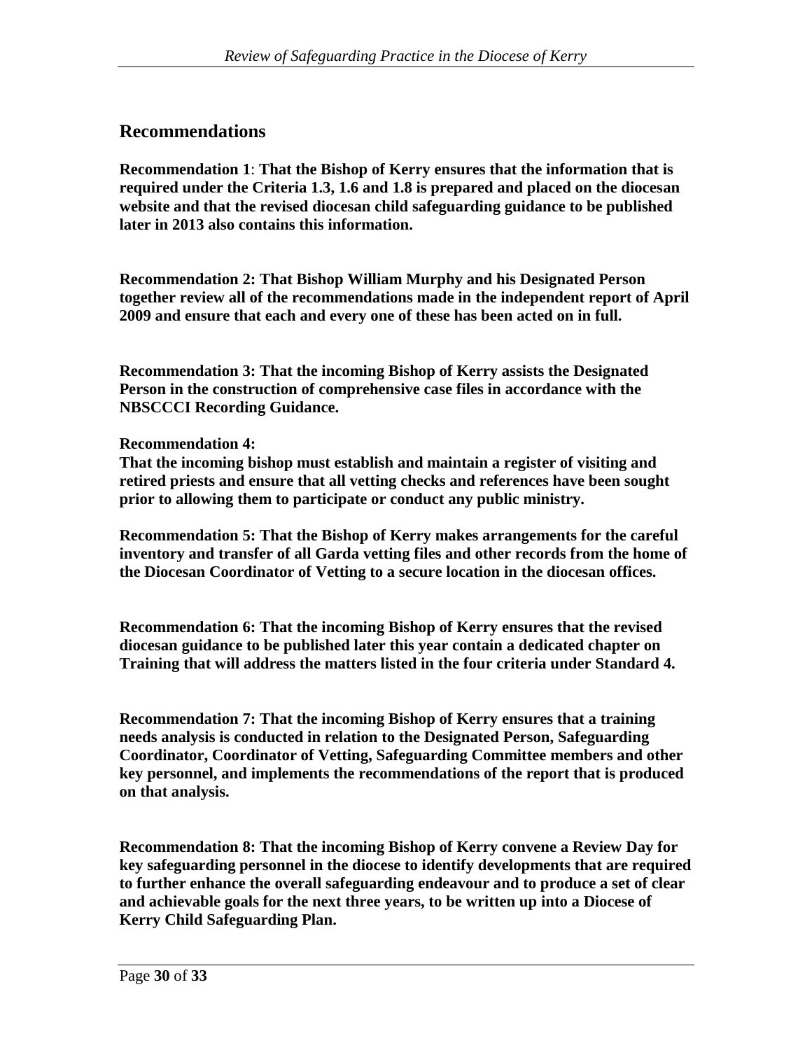## Recommendations

**Recommendation 1**: **That the Bishop of Kerry ensures that the information that is required under the Criteria 1.3, 1.6 and 1.8 is prepared and placed on the diocesan website and that the revised diocesan child safeguarding guidance to be published later in 2013 also contains this information.**

**Recommendation 2: That Bishop William Murphy and his Designated Person together review all of the recommendations made in the independent report of April 2009 and ensure that each and every one of these has been acted on in full.**

**Recommendation 3: That the incoming Bishop of Kerry assists the Designated Person in the construction of comprehensive case files in accordance with the NBSCCCI Recording Guidance.**

**Recommendation 4:**
**That the incoming bishop must establish and maintain a register of visiting and retired priests and ensure that all vetting checks and references have been sought prior to allowing them to participate or conduct any public ministry.**

**Recommendation 5: That the Bishop of Kerry makes arrangements for the careful inventory and transfer of all Garda vetting files and other records from the home of the Diocesan Coordinator of Vetting to a secure location in the diocesan offices.**

**Recommendation 6: That the incoming Bishop of Kerry ensures that the revised diocesan guidance to be published later this year contain a dedicated chapter on Training that will address the matters listed in the four criteria under Standard 4.**

**Recommendation 7: That the incoming Bishop of Kerry ensures that a training needs analysis is conducted in relation to the Designated Person, Safeguarding Coordinator, Coordinator of Vetting, Safeguarding Committee members and other key personnel, and implements the recommendations of the report that is produced on that analysis.**

**Recommendation 8: That the incoming Bishop of Kerry convene a Review Day for key safeguarding personnel in the diocese to identify developments that are required to further enhance the overall safeguarding endeavour and to produce a set of clear and achievable goals for the next three years, to be written up into a Diocese of Kerry Child Safeguarding Plan.**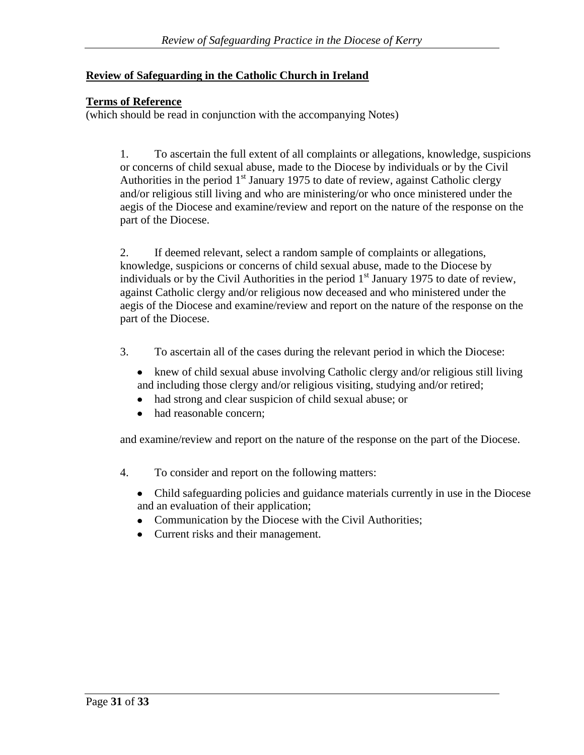**Review of Safeguarding in the Catholic Church in Ireland**

**Terms of Reference**
(which should be read in conjunction with the accompanying Notes)

1. To ascertain the full extent of all complaints or allegations, knowledge, suspicions or concerns of child sexual abuse, made to the Diocese by individuals or by the Civil Authorities in the period 1st January 1975 to date of review, against Catholic clergy and/or religious still living and who are ministering/or who once ministered under the aegis of the Diocese and examine/review and report on the nature of the response on the part of the Diocese.

2. If deemed relevant, select a random sample of complaints or allegations, knowledge, suspicions or concerns of child sexual abuse, made to the Diocese by individuals or by the Civil Authorities in the period 1st January 1975 to date of review, against Catholic clergy and/or religious now deceased and who ministered under the aegis of the Diocese and examine/review and report on the nature of the response on the part of the Diocese.

3. To ascertain all of the cases during the relevant period in which the Diocese:

   - knew of child sexual abuse involving Catholic clergy and/or religious still living and including those clergy and/or religious visiting, studying and/or retired;
   - had strong and clear suspicion of child sexual abuse; or
   - had reasonable concern;

   and examine/review and report on the nature of the response on the part of the Diocese.

4. To consider and report on the following matters:

   - Child safeguarding policies and guidance materials currently in use in the Diocese and an evaluation of their application;
   - Communication by the Diocese with the Civil Authorities;
   - Current risks and their management.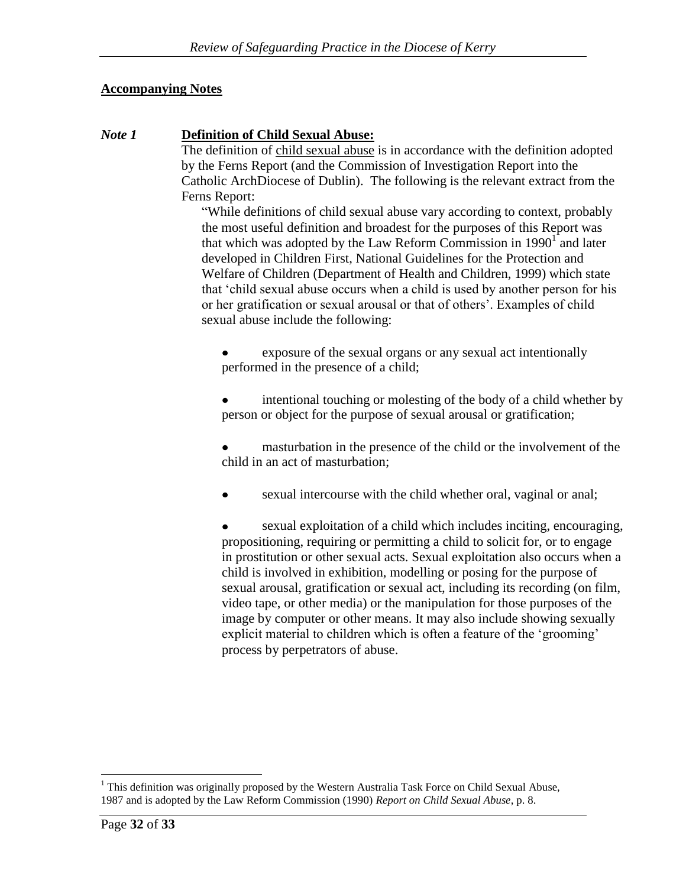**Accompanying Notes**

*Note 1* **Definition of Child Sexual Abuse:**

The definition of child sexual abuse is in accordance with the definition adopted by the Ferns Report (and the Commission of Investigation Report into the Catholic ArchDiocese of Dublin). The following is the relevant extract from the Ferns Report:

> "While definitions of child sexual abuse vary according to context, probably the most useful definition and broadest for the purposes of this Report was that which was adopted by the Law Reform Commission in 1990[1] and later developed in Children First, National Guidelines for the Protection and Welfare of Children (Department of Health and Children, 1999) which state that 'child sexual abuse occurs when a child is used by another person for his or her gratification or sexual arousal or that of others'. Examples of child sexual abuse include the following:
>
> - exposure of the sexual organs or any sexual act intentionally performed in the presence of a child;
> - intentional touching or molesting of the body of a child whether by person or object for the purpose of sexual arousal or gratification;
> - masturbation in the presence of the child or the involvement of the child in an act of masturbation;
> - sexual intercourse with the child whether oral, vaginal or anal;
> - sexual exploitation of a child which includes inciting, encouraging, propositioning, requiring or permitting a child to solicit for, or to engage in prostitution or other sexual acts. Sexual exploitation also occurs when a child is involved in exhibition, modelling or posing for the purpose of sexual arousal, gratification or sexual act, including its recording (on film, video tape, or other media) or the manipulation for those purposes of the image by computer or other means. It may also include showing sexually explicit material to children which is often a feature of the 'grooming' process by perpetrators of abuse.

---

[1] This definition was originally proposed by the Western Australia Task Force on Child Sexual Abuse, 1987 and is adopted by the Law Reform Commission (1990) *Report on Child Sexual Abuse*, p. 8.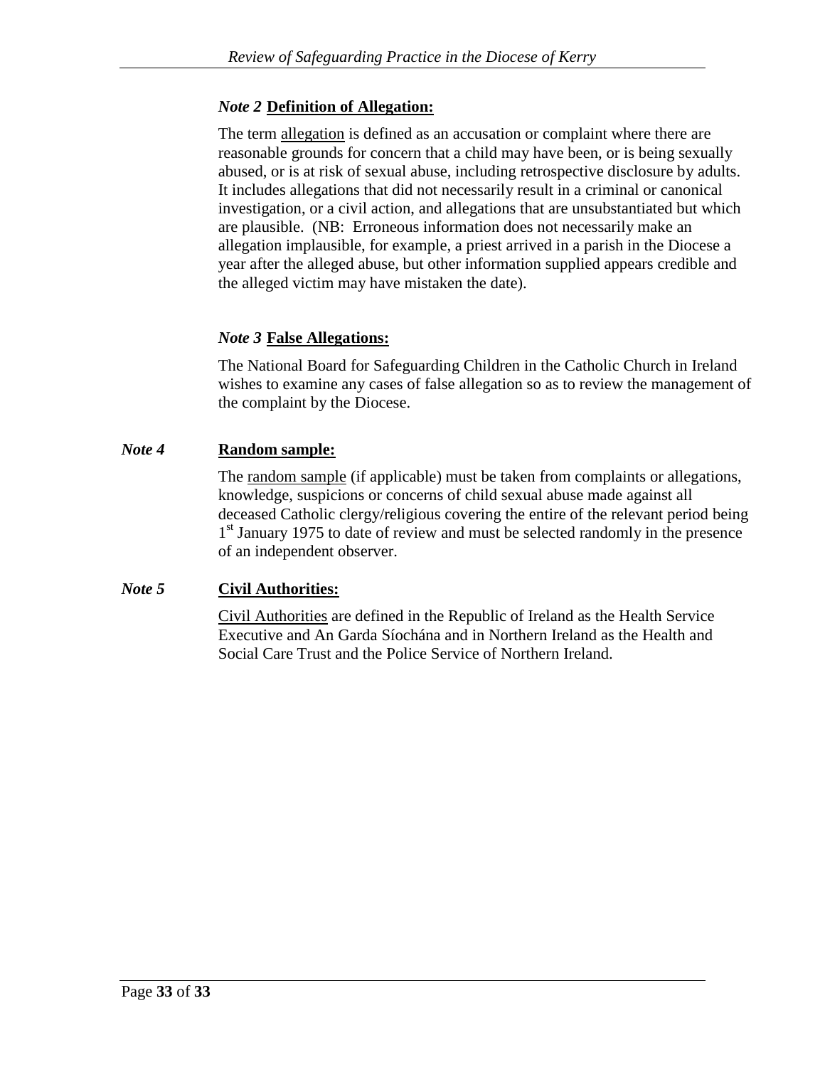*Note 2* **Definition of Allegation:**

The term allegation is defined as an accusation or complaint where there are reasonable grounds for concern that a child may have been, or is being sexually abused, or is at risk of sexual abuse, including retrospective disclosure by adults. It includes allegations that did not necessarily result in a criminal or canonical investigation, or a civil action, and allegations that are unsubstantiated but which are plausible. (NB: Erroneous information does not necessarily make an allegation implausible, for example, a priest arrived in a parish in the Diocese a year after the alleged abuse, but other information supplied appears credible and the alleged victim may have mistaken the date).

*Note 3* **False Allegations:**

The National Board for Safeguarding Children in the Catholic Church in Ireland wishes to examine any cases of false allegation so as to review the management of the complaint by the Diocese.

*Note 4* **Random sample:**

The random sample (if applicable) must be taken from complaints or allegations, knowledge, suspicions or concerns of child sexual abuse made against all deceased Catholic clergy/religious covering the entire of the relevant period being 1st January 1975 to date of review and must be selected randomly in the presence of an independent observer.

*Note 5* **Civil Authorities:**

Civil Authorities are defined in the Republic of Ireland as the Health Service Executive and An Garda Síochána and in Northern Ireland as the Health and Social Care Trust and the Police Service of Northern Ireland.